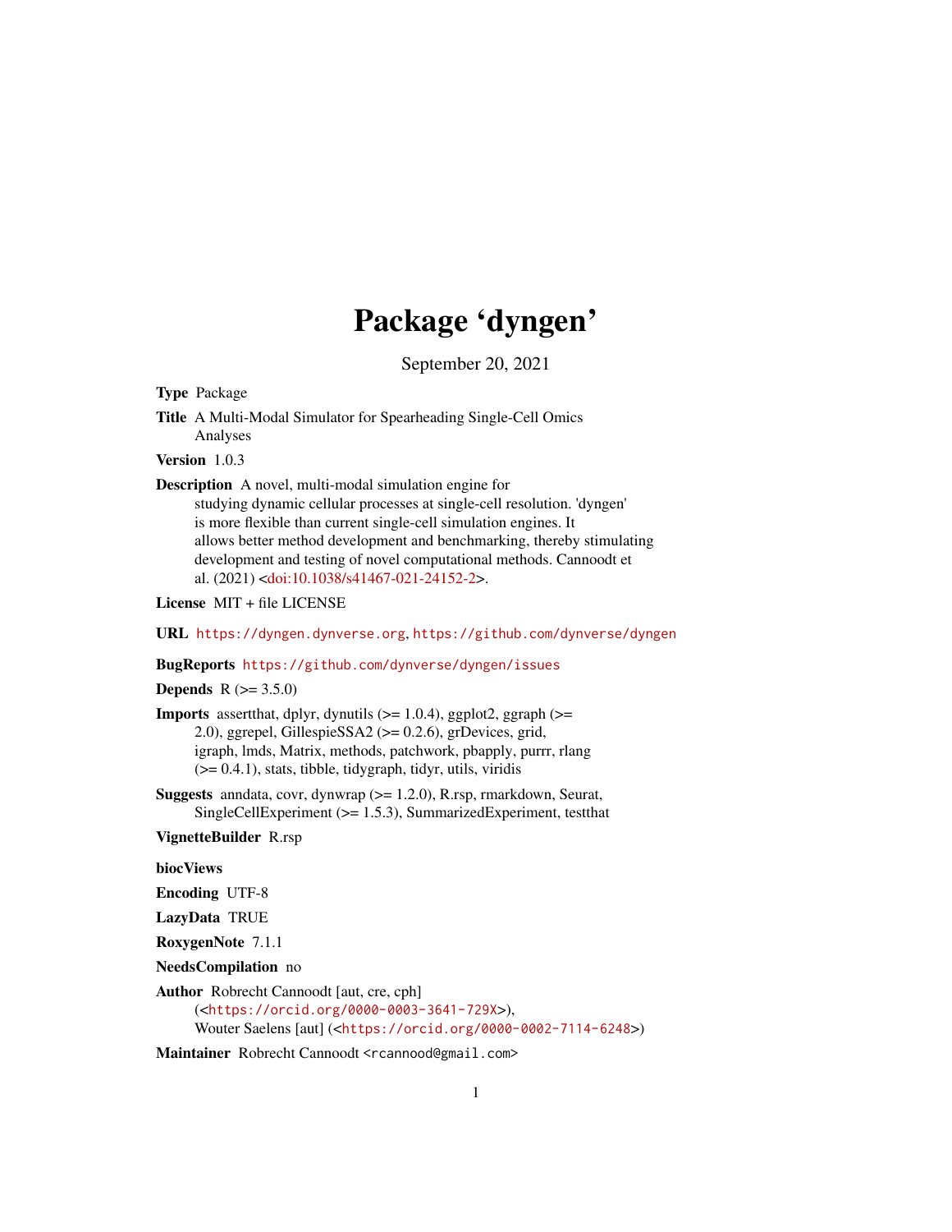# Package 'dyngen'

September 20, 2021

**Type** Package

**Title** A Multi-Modal Simulator for Spearheading Single-Cell Omics Analyses

**Version** 1.0.3

**Description** A novel, multi-modal simulation engine for studying dynamic cellular processes at single-cell resolution. 'dyngen' is more flexible than current single-cell simulation engines. It allows better method development and benchmarking, thereby stimulating development and testing of novel computational methods. Cannoodt et al. (2021) <doi:10.1038/s41467-021-24152-2>.

**License** MIT + file LICENSE

**URL** https://dyngen.dynverse.org, https://github.com/dynverse/dyngen

**BugReports** https://github.com/dynverse/dyngen/issues

**Depends** R (>= 3.5.0)

**Imports** assertthat, dplyr, dynutils (>= 1.0.4), ggplot2, ggraph (>= 2.0), ggrepel, GillespieSSA2 (>= 0.2.6), grDevices, grid, igraph, lmds, Matrix, methods, patchwork, pbapply, purrr, rlang (>= 0.4.1), stats, tibble, tidygraph, tidyr, utils, viridis

**Suggests** anndata, covr, dynwrap (>= 1.2.0), R.rsp, rmarkdown, Seurat, SingleCellExperiment (>= 1.5.3), SummarizedExperiment, testthat

**VignetteBuilder** R.rsp

**biocViews**

**Encoding** UTF-8

**LazyData** TRUE

**RoxygenNote** 7.1.1

**NeedsCompilation** no

**Author** Robrecht Cannoodt [aut, cre, cph] (<https://orcid.org/0000-0003-3641-729X>), Wouter Saelens [aut] (<https://orcid.org/0000-0002-7114-6248>)

**Maintainer** Robrecht Cannoodt <rcannood@gmail.com>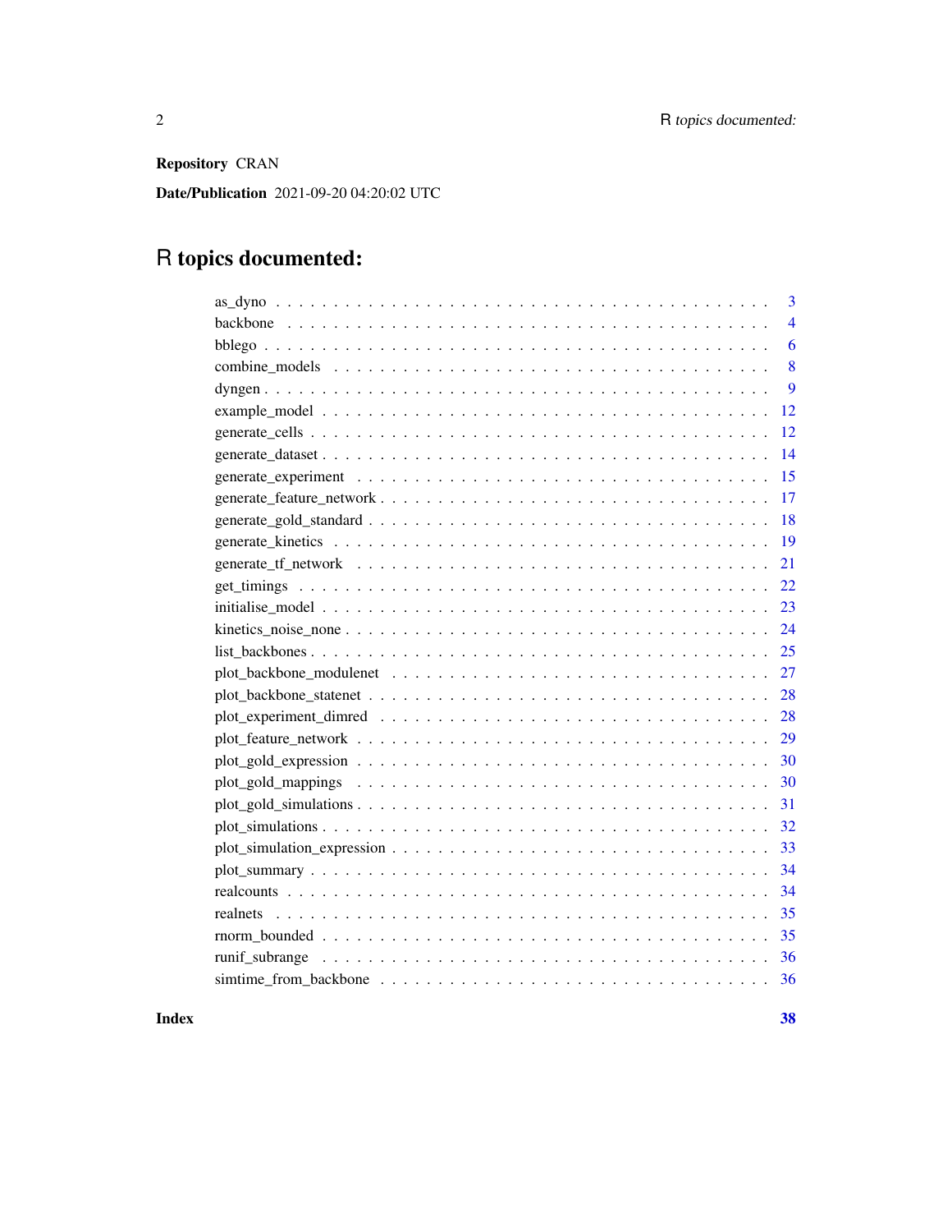**Repository** CRAN

**Date/Publication** 2021-09-20 04:20:02 UTC

# R topics documented:

| | |
|---|---|
| as_dyno | 3 |
| backbone | 4 |
| bblego | 6 |
| combine_models | 8 |
| dyngen | 9 |
| example_model | 12 |
| generate_cells | 12 |
| generate_dataset | 14 |
| generate_experiment | 15 |
| generate_feature_network | 17 |
| generate_gold_standard | 18 |
| generate_kinetics | 19 |
| generate_tf_network | 21 |
| get_timings | 22 |
| initialise_model | 23 |
| kinetics_noise_none | 24 |
| list_backbones | 25 |
| plot_backbone_modulenet | 27 |
| plot_backbone_statenet | 28 |
| plot_experiment_dimred | 28 |
| plot_feature_network | 29 |
| plot_gold_expression | 30 |
| plot_gold_mappings | 30 |
| plot_gold_simulations | 31 |
| plot_simulations | 32 |
| plot_simulation_expression | 33 |
| plot_summary | 34 |
| realcounts | 34 |
| realnets | 35 |
| rnorm_bounded | 35 |
| runif_subrange | 36 |
| simtime_from_backbone | 36 |

**Index** **38**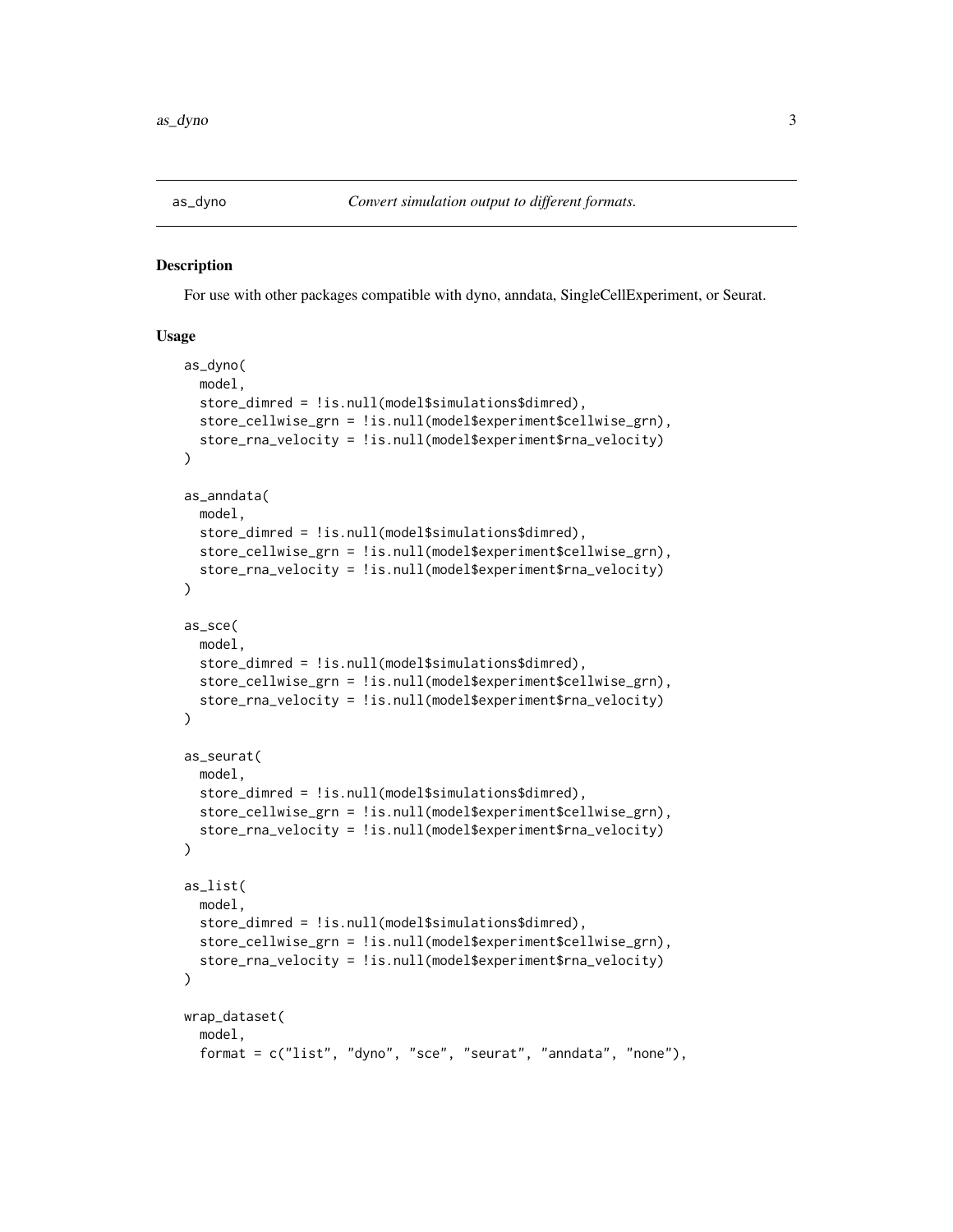# as_dyno — *Convert simulation output to different formats.*

## Description

For use with other packages compatible with dyno, anndata, SingleCellExperiment, or Seurat.

## Usage

```
as_dyno(
  model,
  store_dimred = !is.null(model$simulations$dimred),
  store_cellwise_grn = !is.null(model$experiment$cellwise_grn),
  store_rna_velocity = !is.null(model$experiment$rna_velocity)
)

as_anndata(
  model,
  store_dimred = !is.null(model$simulations$dimred),
  store_cellwise_grn = !is.null(model$experiment$cellwise_grn),
  store_rna_velocity = !is.null(model$experiment$rna_velocity)
)

as_sce(
  model,
  store_dimred = !is.null(model$simulations$dimred),
  store_cellwise_grn = !is.null(model$experiment$cellwise_grn),
  store_rna_velocity = !is.null(model$experiment$rna_velocity)
)

as_seurat(
  model,
  store_dimred = !is.null(model$simulations$dimred),
  store_cellwise_grn = !is.null(model$experiment$cellwise_grn),
  store_rna_velocity = !is.null(model$experiment$rna_velocity)
)

as_list(
  model,
  store_dimred = !is.null(model$simulations$dimred),
  store_cellwise_grn = !is.null(model$experiment$cellwise_grn),
  store_rna_velocity = !is.null(model$experiment$rna_velocity)
)

wrap_dataset(
  model,
  format = c("list", "dyno", "sce", "seurat", "anndata", "none"),
```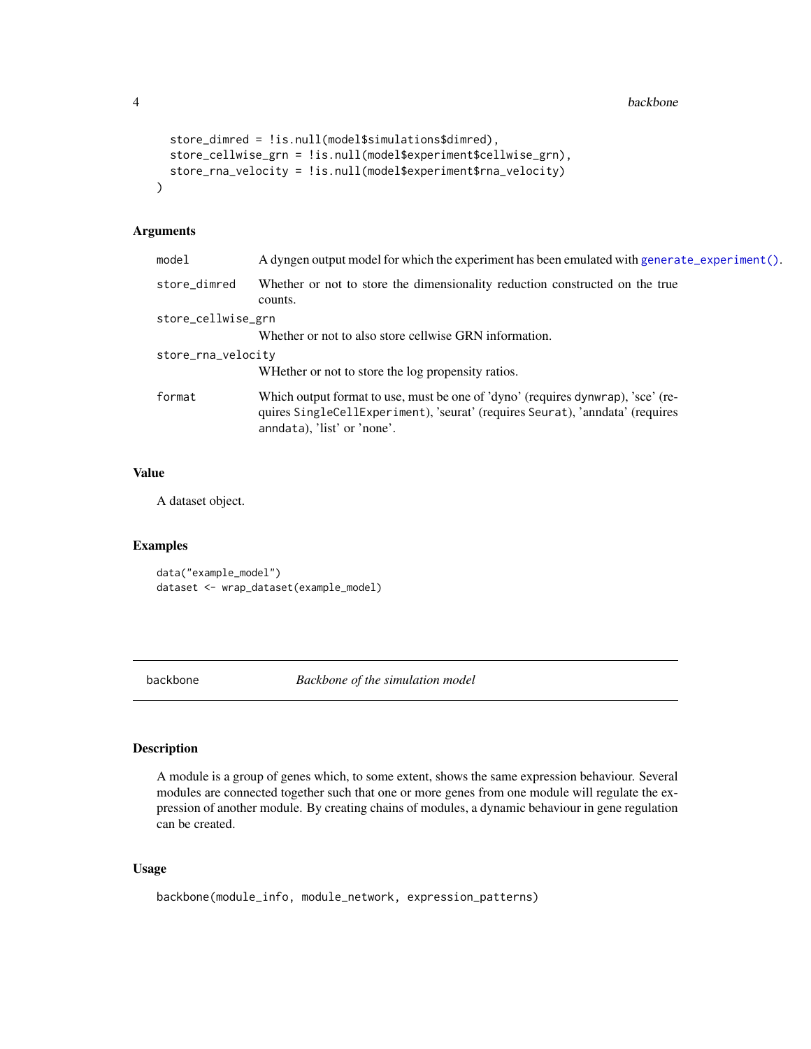```
  store_dimred = !is.null(model$simulations$dimred),
  store_cellwise_grn = !is.null(model$experiment$cellwise_grn),
  store_rna_velocity = !is.null(model$experiment$rna_velocity)
)
```

### Arguments

| | |
|---|---|
| `model` | A dyngen output model for which the experiment has been emulated with `generate_experiment()`. |
| `store_dimred` | Whether or not to store the dimensionality reduction constructed on the true counts. |
| `store_cellwise_grn` | Whether or not to also store cellwise GRN information. |
| `store_rna_velocity` | WHether or not to store the log propensity ratios. |
| `format` | Which output format to use, must be one of 'dyno' (requires `dynwrap`), 'sce' (requires `SingleCellExperiment`), 'seurat' (requires `Seurat`), 'anndata' (requires `anndata`), 'list' or 'none'. |

### Value

A dataset object.

### Examples

```
data("example_model")
dataset <- wrap_dataset(example_model)
```

---

## backbone — *Backbone of the simulation model*

---

### Description

A module is a group of genes which, to some extent, shows the same expression behaviour. Several modules are connected together such that one or more genes from one module will regulate the expression of another module. By creating chains of modules, a dynamic behaviour in gene regulation can be created.

### Usage

```
backbone(module_info, module_network, expression_patterns)
```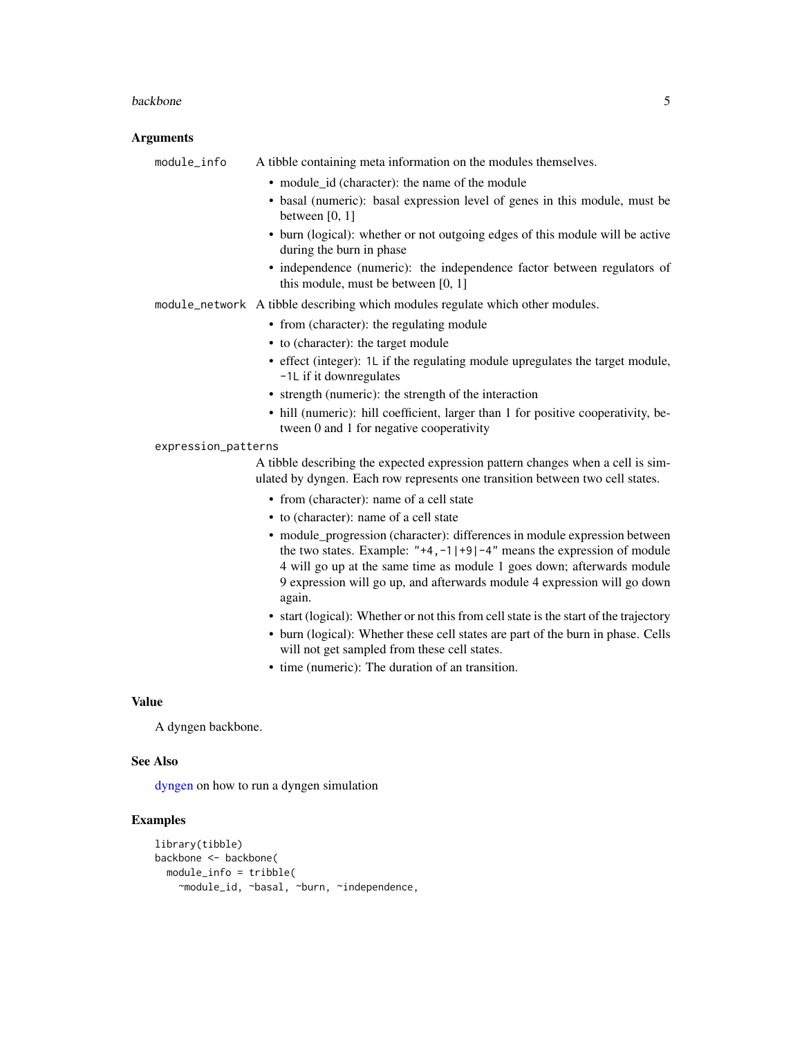## Arguments

**module_info** A tibble containing meta information on the modules themselves.

- module_id (character): the name of the module
- basal (numeric): basal expression level of genes in this module, must be between [0, 1]
- burn (logical): whether or not outgoing edges of this module will be active during the burn in phase
- independence (numeric): the independence factor between regulators of this module, must be between [0, 1]

**module_network** A tibble describing which modules regulate which other modules.

- from (character): the regulating module
- to (character): the target module
- effect (integer): `1L` if the regulating module upregulates the target module, `-1L` if it downregulates
- strength (numeric): the strength of the interaction
- hill (numeric): hill coefficient, larger than 1 for positive cooperativity, between 0 and 1 for negative cooperativity

**expression_patterns** A tibble describing the expected expression pattern changes when a cell is simulated by dyngen. Each row represents one transition between two cell states.

- from (character): name of a cell state
- to (character): name of a cell state
- module_progression (character): differences in module expression between the two states. Example: `"+4,-1|+9|-4"` means the expression of module 4 will go up at the same time as module 1 goes down; afterwards module 9 expression will go up, and afterwards module 4 expression will go down again.
- start (logical): Whether or not this from cell state is the start of the trajectory
- burn (logical): Whether these cell states are part of the burn in phase. Cells will not get sampled from these cell states.
- time (numeric): The duration of an transition.

## Value

A dyngen backbone.

## See Also

dyngen on how to run a dyngen simulation

## Examples

```
library(tibble)
backbone <- backbone(
  module_info = tribble(
    ~module_id, ~basal, ~burn, ~independence,
```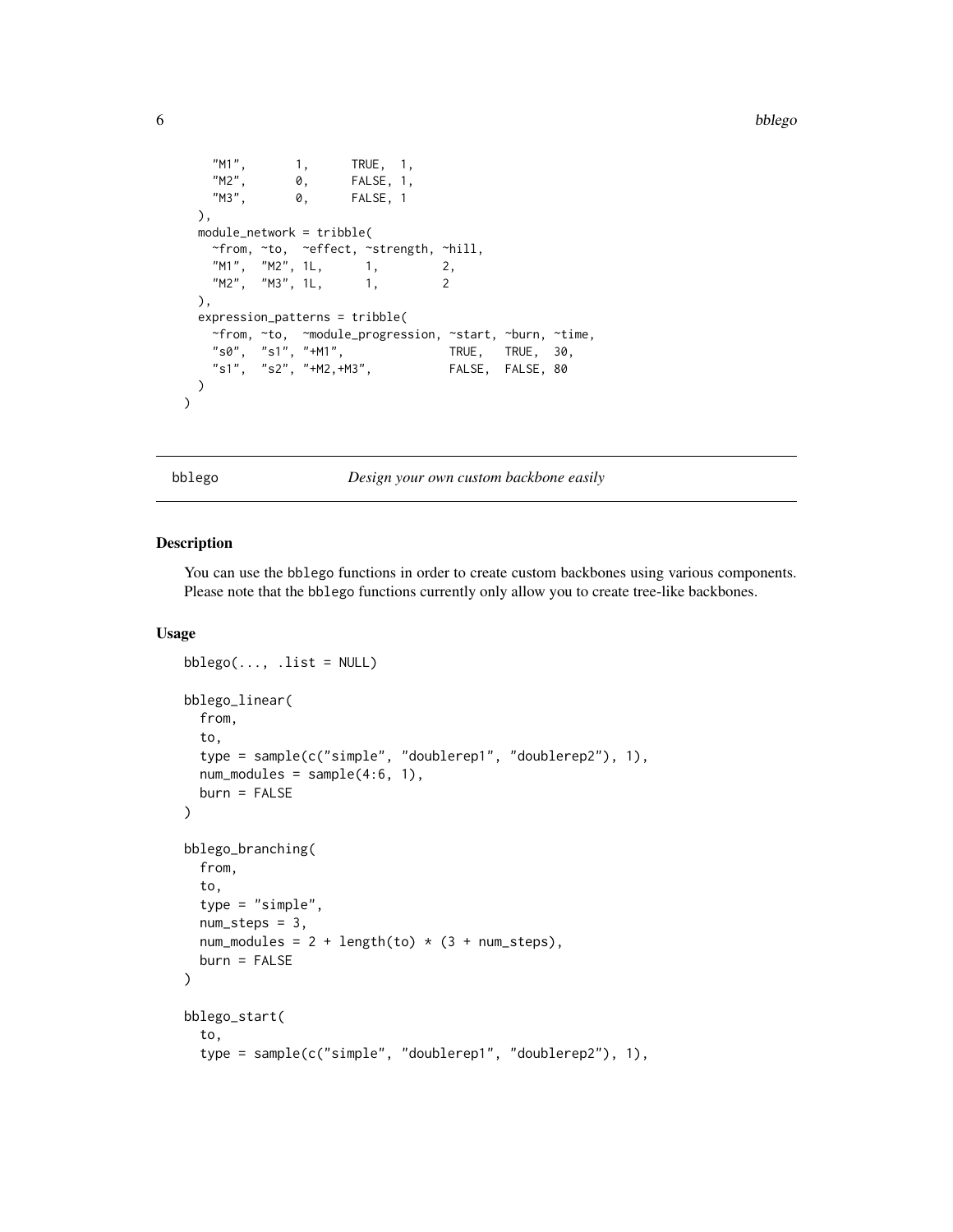```
    "M1",       1,      TRUE,  1,
    "M2",       0,      FALSE, 1,
    "M3",       0,      FALSE, 1
  ),
  module_network = tribble(
    ~from, ~to,  ~effect, ~strength, ~hill,
    "M1",  "M2", 1L,      1,         2,
    "M2",  "M3", 1L,      1,         2
  ),
  expression_patterns = tribble(
    ~from, ~to,  ~module_progression, ~start, ~burn, ~time,
    "s0",  "s1", "+M1",               TRUE,   TRUE,  30,
    "s1",  "s2", "+M2,+M3",           FALSE,  FALSE, 80
  )
)
```

---

bblego — *Design your own custom backbone easily*

---

## Description

You can use the bblego functions in order to create custom backbones using various components. Please note that the bblego functions currently only allow you to create tree-like backbones.

## Usage

```
bblego(..., .list = NULL)

bblego_linear(
  from,
  to,
  type = sample(c("simple", "doublerep1", "doublerep2"), 1),
  num_modules = sample(4:6, 1),
  burn = FALSE
)

bblego_branching(
  from,
  to,
  type = "simple",
  num_steps = 3,
  num_modules = 2 + length(to) * (3 + num_steps),
  burn = FALSE
)

bblego_start(
  to,
  type = sample(c("simple", "doublerep1", "doublerep2"), 1),
```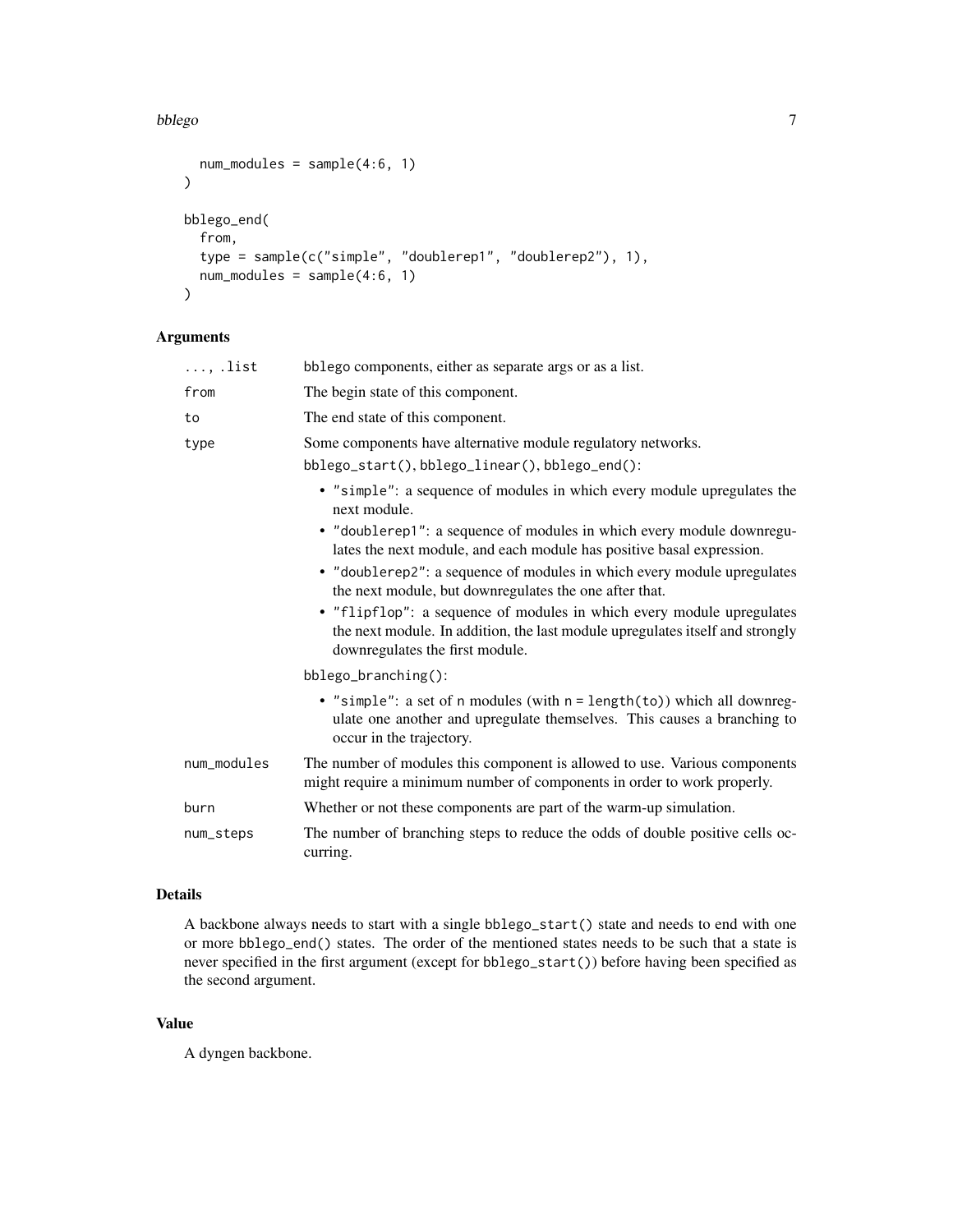```
  num_modules = sample(4:6, 1)
)

bblego_end(
  from,
  type = sample(c("simple", "doublerep1", "doublerep2"), 1),
  num_modules = sample(4:6, 1)
)
```

## Arguments

| | |
|---|---|
| `...`, `.list` | bblego components, either as separate args or as a list. |
| `from` | The begin state of this component. |
| `to` | The end state of this component. |
| `type` | Some components have alternative module regulatory networks.<br>`bblego_start()`, `bblego_linear()`, `bblego_end()`:<br>• `"simple"`: a sequence of modules in which every module upregulates the next module.<br>• `"doublerep1"`: a sequence of modules in which every module downregulates the next module, and each module has positive basal expression.<br>• `"doublerep2"`: a sequence of modules in which every module upregulates the next module, but downregulates the one after that.<br>• `"flipflop"`: a sequence of modules in which every module upregulates the next module. In addition, the last module upregulates itself and strongly downregulates the first module.<br>`bblego_branching()`:<br>• `"simple"`: a set of `n` modules (with `n = length(to)`) which all downregulate one another and upregulate themselves. This causes a branching to occur in the trajectory. |
| `num_modules` | The number of modules this component is allowed to use. Various components might require a minimum number of components in order to work properly. |
| `burn` | Whether or not these components are part of the warm-up simulation. |
| `num_steps` | The number of branching steps to reduce the odds of double positive cells occurring. |

## Details

A backbone always needs to start with a single `bblego_start()` state and needs to end with one or more `bblego_end()` states. The order of the mentioned states needs to be such that a state is never specified in the first argument (except for `bblego_start()`) before having been specified as the second argument.

## Value

A dyngen backbone.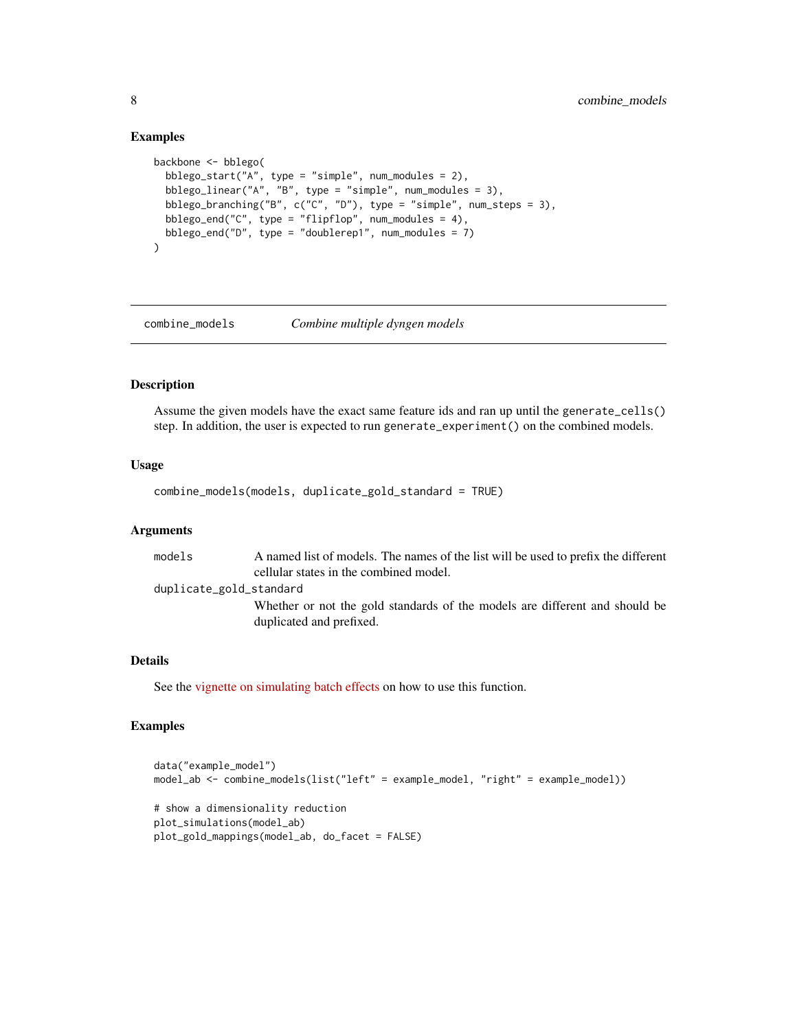### Examples

```
backbone <- bblego(
  bblego_start("A", type = "simple", num_modules = 2),
  bblego_linear("A", "B", type = "simple", num_modules = 3),
  bblego_branching("B", c("C", "D"), type = "simple", num_steps = 3),
  bblego_end("C", type = "flipflop", num_modules = 4),
  bblego_end("D", type = "doublerep1", num_modules = 7)
)
```

---

## combine_models — *Combine multiple dyngen models*

### Description

Assume the given models have the exact same feature ids and ran up until the `generate_cells()` step. In addition, the user is expected to run `generate_experiment()` on the combined models.

### Usage

```
combine_models(models, duplicate_gold_standard = TRUE)
```

### Arguments

| | |
|---|---|
| `models` | A named list of models. The names of the list will be used to prefix the different cellular states in the combined model. |
| `duplicate_gold_standard` | Whether or not the gold standards of the models are different and should be duplicated and prefixed. |

### Details

See the vignette on simulating batch effects on how to use this function.

### Examples

```
data("example_model")
model_ab <- combine_models(list("left" = example_model, "right" = example_model))

# show a dimensionality reduction
plot_simulations(model_ab)
plot_gold_mappings(model_ab, do_facet = FALSE)
```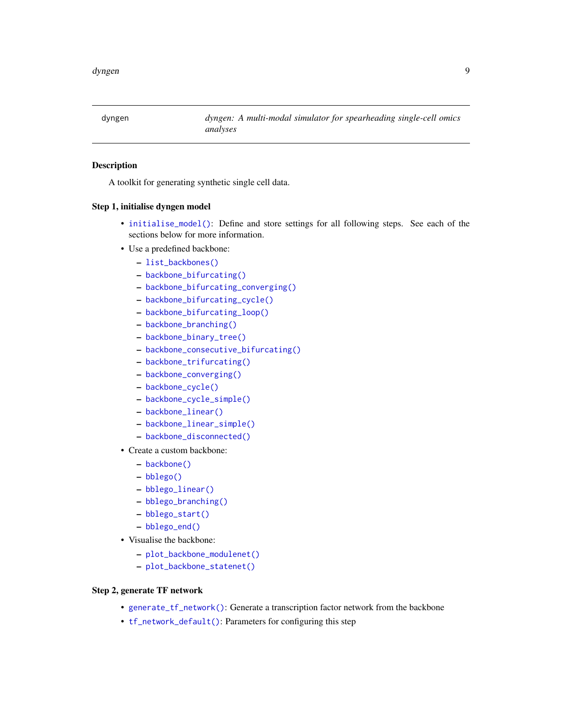dyngen — *dyngen: A multi-modal simulator for spearheading single-cell omics analyses*

## Description

A toolkit for generating synthetic single cell data.

## Step 1, initialise dyngen model

- `initialise_model()`: Define and store settings for all following steps. See each of the sections below for more information.
- Use a predefined backbone:
  - `list_backbones()`
  - `backbone_bifurcating()`
  - `backbone_bifurcating_converging()`
  - `backbone_bifurcating_cycle()`
  - `backbone_bifurcating_loop()`
  - `backbone_branching()`
  - `backbone_binary_tree()`
  - `backbone_consecutive_bifurcating()`
  - `backbone_trifurcating()`
  - `backbone_converging()`
  - `backbone_cycle()`
  - `backbone_cycle_simple()`
  - `backbone_linear()`
  - `backbone_linear_simple()`
  - `backbone_disconnected()`
- Create a custom backbone:
  - `backbone()`
  - `bblego()`
  - `bblego_linear()`
  - `bblego_branching()`
  - `bblego_start()`
  - `bblego_end()`
- Visualise the backbone:
  - `plot_backbone_modulenet()`
  - `plot_backbone_statenet()`

## Step 2, generate TF network

- `generate_tf_network()`: Generate a transcription factor network from the backbone
- `tf_network_default()`: Parameters for configuring this step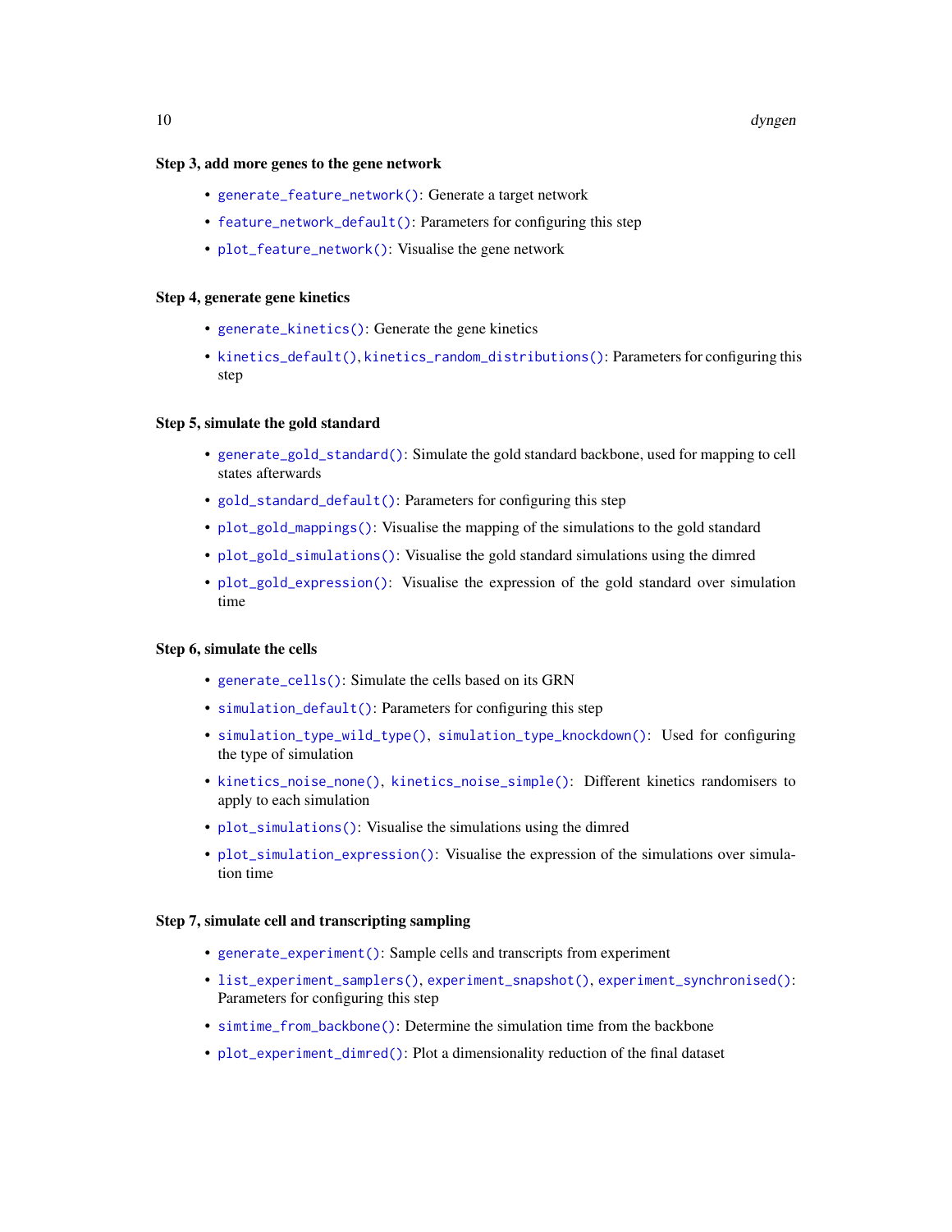### Step 3, add more genes to the gene network

- `generate_feature_network()`: Generate a target network
- `feature_network_default()`: Parameters for configuring this step
- `plot_feature_network()`: Visualise the gene network

### Step 4, generate gene kinetics

- `generate_kinetics()`: Generate the gene kinetics
- `kinetics_default()`, `kinetics_random_distributions()`: Parameters for configuring this step

### Step 5, simulate the gold standard

- `generate_gold_standard()`: Simulate the gold standard backbone, used for mapping to cell states afterwards
- `gold_standard_default()`: Parameters for configuring this step
- `plot_gold_mappings()`: Visualise the mapping of the simulations to the gold standard
- `plot_gold_simulations()`: Visualise the gold standard simulations using the dimred
- `plot_gold_expression()`: Visualise the expression of the gold standard over simulation time

### Step 6, simulate the cells

- `generate_cells()`: Simulate the cells based on its GRN
- `simulation_default()`: Parameters for configuring this step
- `simulation_type_wild_type()`, `simulation_type_knockdown()`: Used for configuring the type of simulation
- `kinetics_noise_none()`, `kinetics_noise_simple()`: Different kinetics randomisers to apply to each simulation
- `plot_simulations()`: Visualise the simulations using the dimred
- `plot_simulation_expression()`: Visualise the expression of the simulations over simulation time

### Step 7, simulate cell and transcripting sampling

- `generate_experiment()`: Sample cells and transcripts from experiment
- `list_experiment_samplers()`, `experiment_snapshot()`, `experiment_synchronised()`: Parameters for configuring this step
- `simtime_from_backbone()`: Determine the simulation time from the backbone
- `plot_experiment_dimred()`: Plot a dimensionality reduction of the final dataset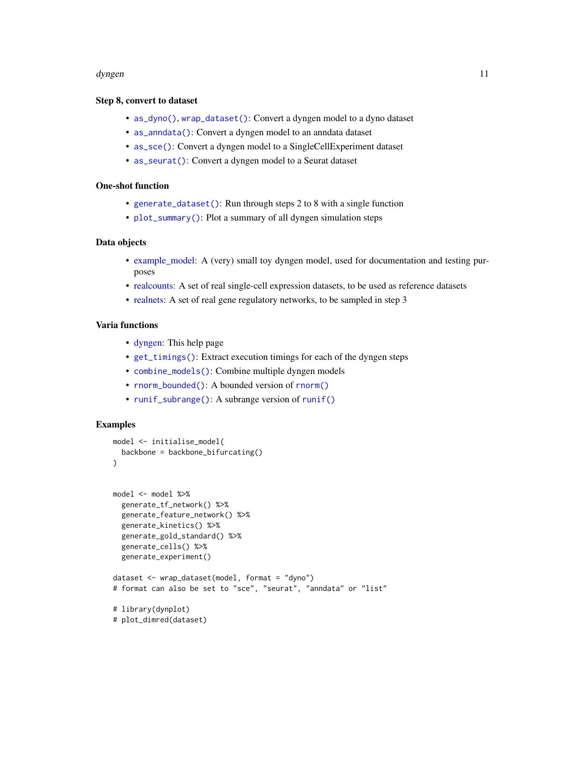### Step 8, convert to dataset

- `as_dyno()`, `wrap_dataset()`: Convert a dyngen model to a dyno dataset
- `as_anndata()`: Convert a dyngen model to an anndata dataset
- `as_sce()`: Convert a dyngen model to a SingleCellExperiment dataset
- `as_seurat()`: Convert a dyngen model to a Seurat dataset

### One-shot function

- `generate_dataset()`: Run through steps 2 to 8 with a single function
- `plot_summary()`: Plot a summary of all dyngen simulation steps

### Data objects

- example_model: A (very) small toy dyngen model, used for documentation and testing purposes
- realcounts: A set of real single-cell expression datasets, to be used as reference datasets
- realnets: A set of real gene regulatory networks, to be sampled in step 3

### Varia functions

- dyngen: This help page
- `get_timings()`: Extract execution timings for each of the dyngen steps
- `combine_models()`: Combine multiple dyngen models
- `rnorm_bounded()`: A bounded version of `rnorm()`
- `runif_subrange()`: A subrange version of `runif()`

### Examples

```
model <- initialise_model(
  backbone = backbone_bifurcating()
)


model <- model %>%
  generate_tf_network() %>%
  generate_feature_network() %>%
  generate_kinetics() %>%
  generate_gold_standard() %>%
  generate_cells() %>%
  generate_experiment()

dataset <- wrap_dataset(model, format = "dyno")
# format can also be set to "sce", "seurat", "anndata" or "list"

# library(dynplot)
# plot_dimred(dataset)
```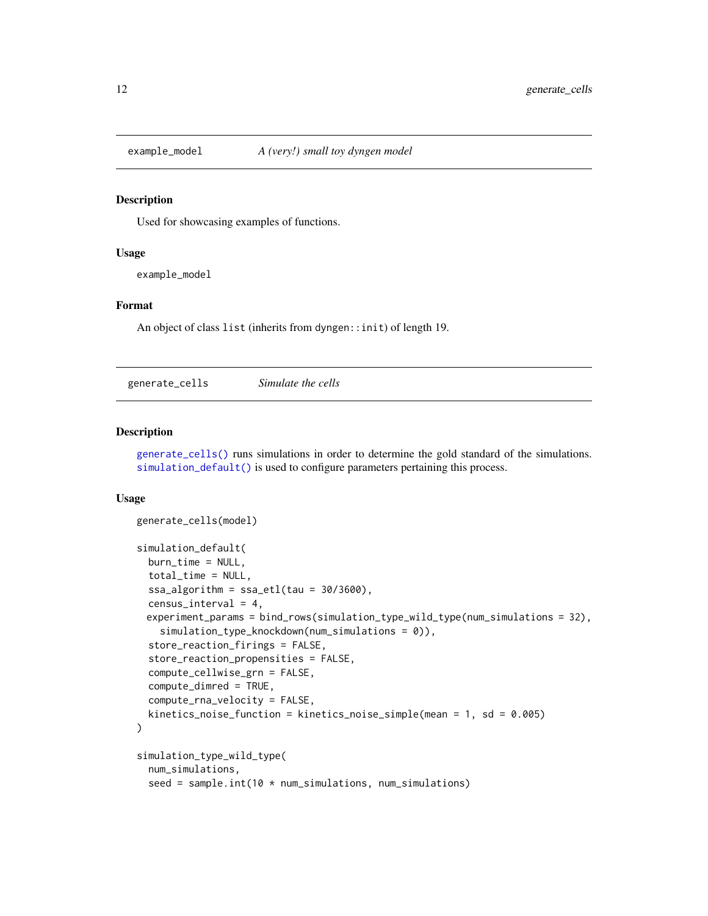## example_model — *A (very!) small toy dyngen model*

### Description

Used for showcasing examples of functions.

### Usage

```
example_model
```

### Format

An object of class `list` (inherits from `dyngen::init`) of length 19.

## generate_cells — *Simulate the cells*

### Description

`generate_cells()` runs simulations in order to determine the gold standard of the simulations. `simulation_default()` is used to configure parameters pertaining this process.

### Usage

```
generate_cells(model)

simulation_default(
  burn_time = NULL,
  total_time = NULL,
  ssa_algorithm = ssa_etl(tau = 30/3600),
  census_interval = 4,
 experiment_params = bind_rows(simulation_type_wild_type(num_simulations = 32),
    simulation_type_knockdown(num_simulations = 0)),
  store_reaction_firings = FALSE,
  store_reaction_propensities = FALSE,
  compute_cellwise_grn = FALSE,
  compute_dimred = TRUE,
  compute_rna_velocity = FALSE,
  kinetics_noise_function = kinetics_noise_simple(mean = 1, sd = 0.005)
)

simulation_type_wild_type(
  num_simulations,
  seed = sample.int(10 * num_simulations, num_simulations)
```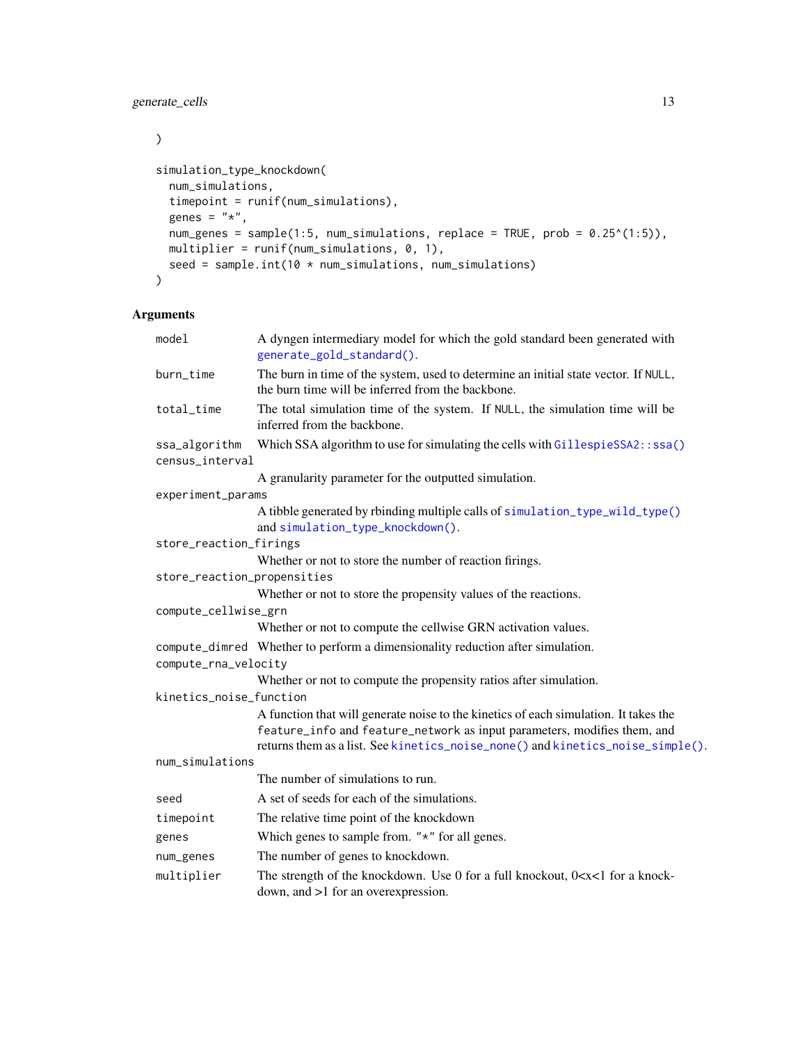```
)

simulation_type_knockdown(
  num_simulations,
  timepoint = runif(num_simulations),
  genes = "*",
  num_genes = sample(1:5, num_simulations, replace = TRUE, prob = 0.25^(1:5)),
  multiplier = runif(num_simulations, 0, 1),
  seed = sample.int(10 * num_simulations, num_simulations)
)
```

## Arguments

| | |
|---|---|
| `model` | A dyngen intermediary model for which the gold standard been generated with `generate_gold_standard()`. |
| `burn_time` | The burn in time of the system, used to determine an initial state vector. If `NULL`, the burn time will be inferred from the backbone. |
| `total_time` | The total simulation time of the system. If `NULL`, the simulation time will be inferred from the backbone. |
| `ssa_algorithm` | Which SSA algorithm to use for simulating the cells with `GillespieSSA2::ssa()` |
| `census_interval` | A granularity parameter for the outputted simulation. |
| `experiment_params` | A tibble generated by rbinding multiple calls of `simulation_type_wild_type()` and `simulation_type_knockdown()`. |
| `store_reaction_firings` | Whether or not to store the number of reaction firings. |
| `store_reaction_propensities` | Whether or not to store the propensity values of the reactions. |
| `compute_cellwise_grn` | Whether or not to compute the cellwise GRN activation values. |
| `compute_dimred` | Whether to perform a dimensionality reduction after simulation. |
| `compute_rna_velocity` | Whether or not to compute the propensity ratios after simulation. |
| `kinetics_noise_function` | A function that will generate noise to the kinetics of each simulation. It takes the `feature_info` and `feature_network` as input parameters, modifies them, and returns them as a list. See `kinetics_noise_none()` and `kinetics_noise_simple()`. |
| `num_simulations` | The number of simulations to run. |
| `seed` | A set of seeds for each of the simulations. |
| `timepoint` | The relative time point of the knockdown |
| `genes` | Which genes to sample from. `"*"` for all genes. |
| `num_genes` | The number of genes to knockdown. |
| `multiplier` | The strength of the knockdown. Use 0 for a full knockout, 0<x<1 for a knockdown, and >1 for an overexpression. |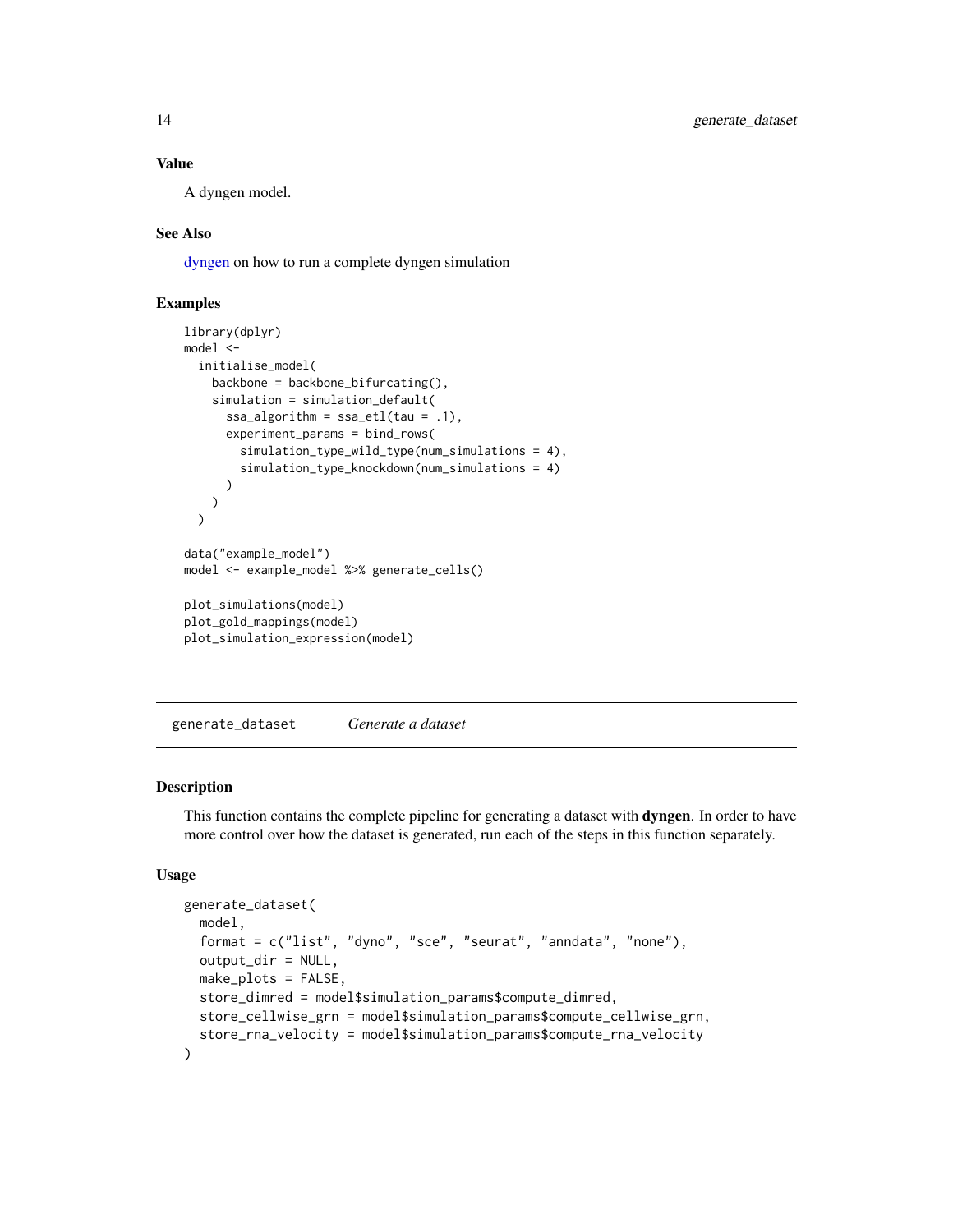### Value

A dyngen model.

### See Also

dyngen on how to run a complete dyngen simulation

### Examples

```
library(dplyr)
model <-
  initialise_model(
    backbone = backbone_bifurcating(),
    simulation = simulation_default(
      ssa_algorithm = ssa_etl(tau = .1),
      experiment_params = bind_rows(
        simulation_type_wild_type(num_simulations = 4),
        simulation_type_knockdown(num_simulations = 4)
      )
    )
  )

data("example_model")
model <- example_model %>% generate_cells()

plot_simulations(model)
plot_gold_mappings(model)
plot_simulation_expression(model)
```

---

## generate_dataset *Generate a dataset*

---

### Description

This function contains the complete pipeline for generating a dataset with **dyngen**. In order to have more control over how the dataset is generated, run each of the steps in this function separately.

### Usage

```
generate_dataset(
  model,
  format = c("list", "dyno", "sce", "seurat", "anndata", "none"),
  output_dir = NULL,
  make_plots = FALSE,
  store_dimred = model$simulation_params$compute_dimred,
  store_cellwise_grn = model$simulation_params$compute_cellwise_grn,
  store_rna_velocity = model$simulation_params$compute_rna_velocity
)
```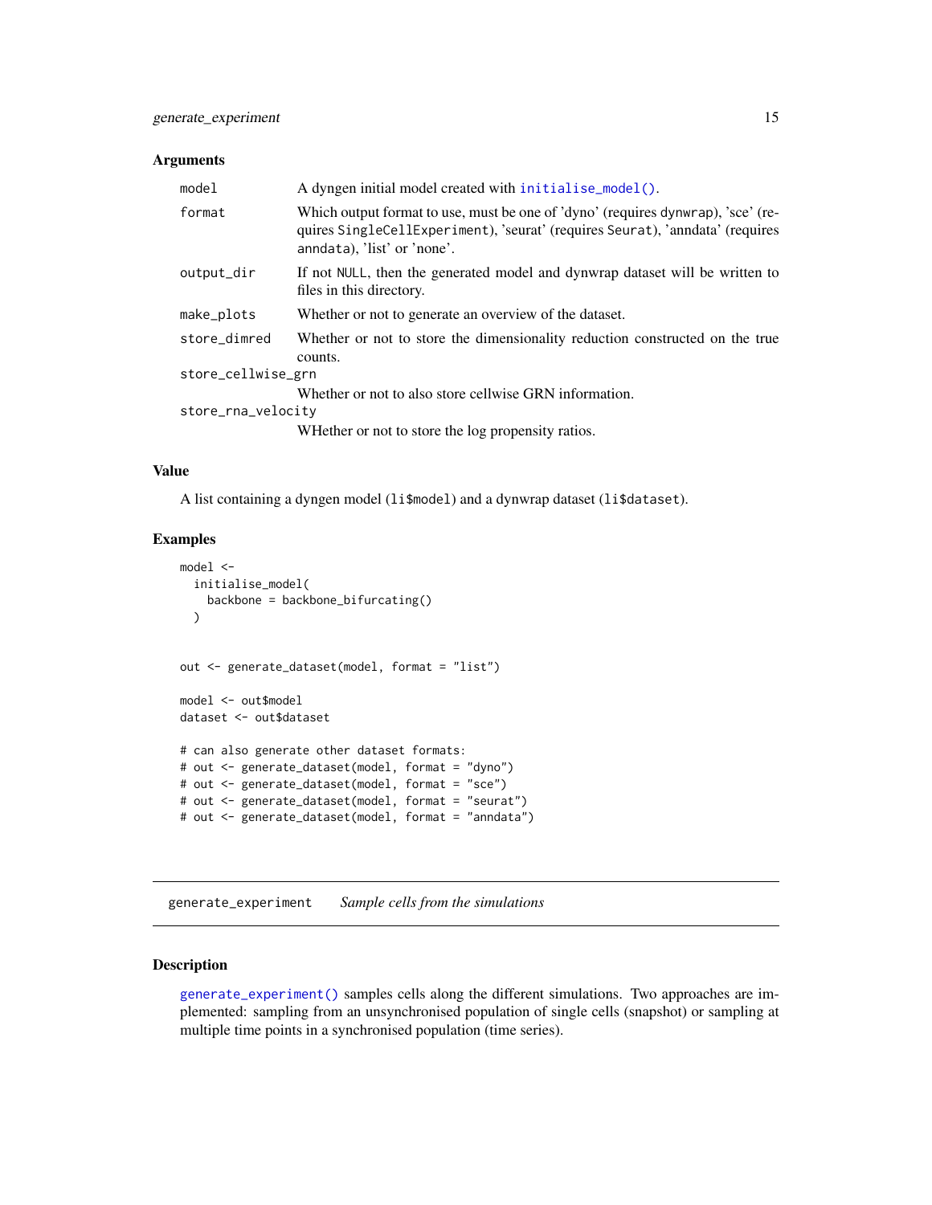### Arguments

| | |
|---|---|
| `model` | A dyngen initial model created with `initialise_model()`. |
| `format` | Which output format to use, must be one of 'dyno' (requires `dynwrap`), 'sce' (requires `SingleCellExperiment`), 'seurat' (requires `Seurat`), 'anndata' (requires `anndata`), 'list' or 'none'. |
| `output_dir` | If not `NULL`, then the generated model and dynwrap dataset will be written to files in this directory. |
| `make_plots` | Whether or not to generate an overview of the dataset. |
| `store_dimred` | Whether or not to store the dimensionality reduction constructed on the true counts. |
| `store_cellwise_grn` | Whether or not to also store cellwise GRN information. |
| `store_rna_velocity` | WHether or not to store the log propensity ratios. |

### Value

A list containing a dyngen model (`li$model`) and a dynwrap dataset (`li$dataset`).

### Examples

```
model <-
  initialise_model(
    backbone = backbone_bifurcating()
  )


out <- generate_dataset(model, format = "list")

model <- out$model
dataset <- out$dataset

# can also generate other dataset formats:
# out <- generate_dataset(model, format = "dyno")
# out <- generate_dataset(model, format = "sce")
# out <- generate_dataset(model, format = "seurat")
# out <- generate_dataset(model, format = "anndata")
```

---

## `generate_experiment` *Sample cells from the simulations*

---

### Description

`generate_experiment()` samples cells along the different simulations. Two approaches are implemented: sampling from an unsynchronised population of single cells (snapshot) or sampling at multiple time points in a synchronised population (time series).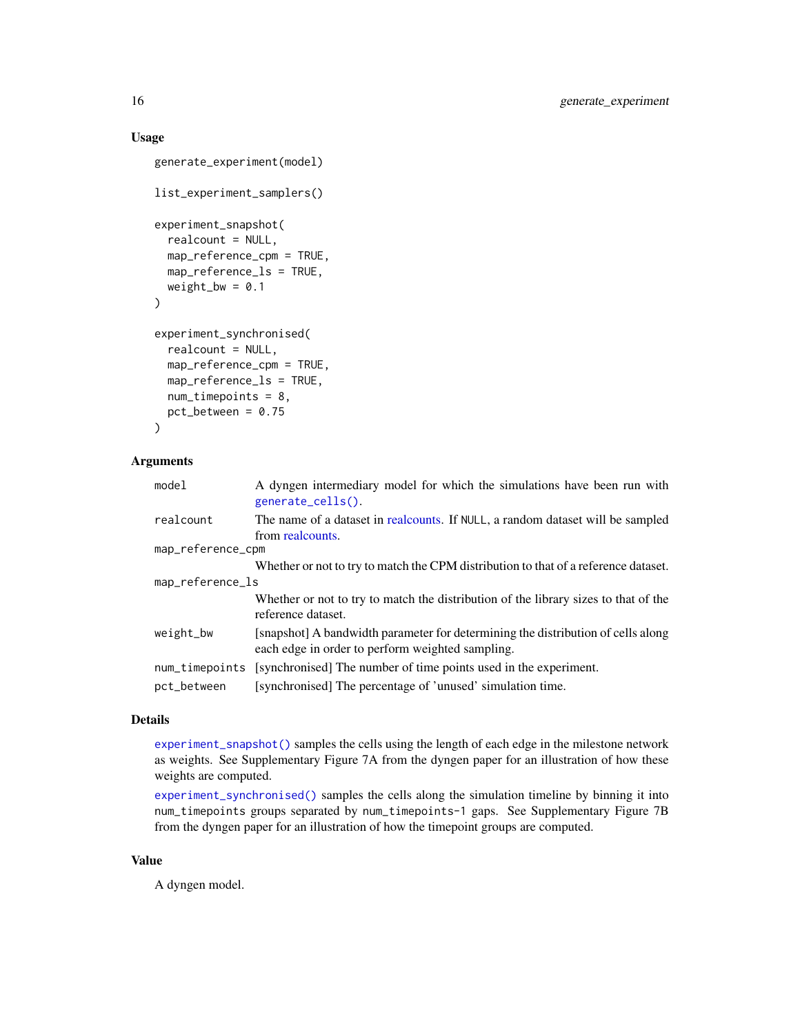## Usage

```
generate_experiment(model)

list_experiment_samplers()

experiment_snapshot(
  realcount = NULL,
  map_reference_cpm = TRUE,
  map_reference_ls = TRUE,
  weight_bw = 0.1
)

experiment_synchronised(
  realcount = NULL,
  map_reference_cpm = TRUE,
  map_reference_ls = TRUE,
  num_timepoints = 8,
  pct_between = 0.75
)
```

## Arguments

| | |
|---|---|
| `model` | A dyngen intermediary model for which the simulations have been run with `generate_cells()`. |
| `realcount` | The name of a dataset in realcounts. If `NULL`, a random dataset will be sampled from realcounts. |
| `map_reference_cpm` | Whether or not to try to match the CPM distribution to that of a reference dataset. |
| `map_reference_ls` | Whether or not to try to match the distribution of the library sizes to that of the reference dataset. |
| `weight_bw` | [snapshot] A bandwidth parameter for determining the distribution of cells along each edge in order to perform weighted sampling. |
| `num_timepoints` | [synchronised] The number of time points used in the experiment. |
| `pct_between` | [synchronised] The percentage of 'unused' simulation time. |

## Details

`experiment_snapshot()` samples the cells using the length of each edge in the milestone network as weights. See Supplementary Figure 7A from the dyngen paper for an illustration of how these weights are computed.

`experiment_synchronised()` samples the cells along the simulation timeline by binning it into `num_timepoints` groups separated by `num_timepoints-1` gaps. See Supplementary Figure 7B from the dyngen paper for an illustration of how the timepoint groups are computed.

## Value

A dyngen model.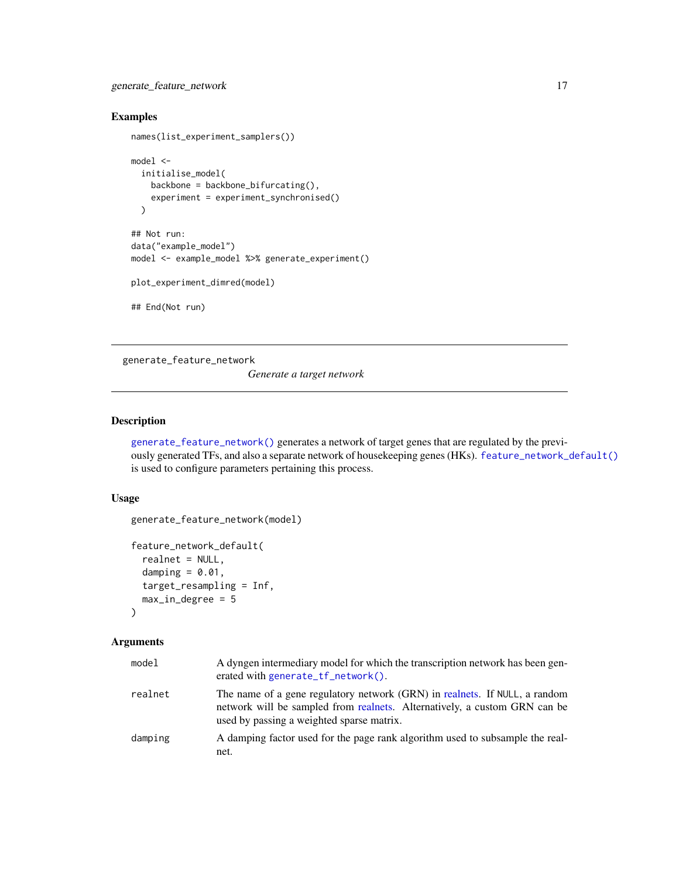## Examples

```
names(list_experiment_samplers())

model <-
  initialise_model(
    backbone = backbone_bifurcating(),
    experiment = experiment_synchronised()
  )

## Not run:
data("example_model")
model <- example_model %>% generate_experiment()

plot_experiment_dimred(model)

## End(Not run)
```

---

# generate_feature_network

*Generate a target network*

---

## Description

`generate_feature_network()` generates a network of target genes that are regulated by the previously generated TFs, and also a separate network of housekeeping genes (HKs). `feature_network_default()` is used to configure parameters pertaining this process.

## Usage

```
generate_feature_network(model)

feature_network_default(
  realnet = NULL,
  damping = 0.01,
  target_resampling = Inf,
  max_in_degree = 5
)
```

## Arguments

| | |
|---|---|
| `model` | A dyngen intermediary model for which the transcription network has been generated with `generate_tf_network()`. |
| `realnet` | The name of a gene regulatory network (GRN) in realnets. If `NULL`, a random network will be sampled from realnets. Alternatively, a custom GRN can be used by passing a weighted sparse matrix. |
| `damping` | A damping factor used for the page rank algorithm used to subsample the realnet. |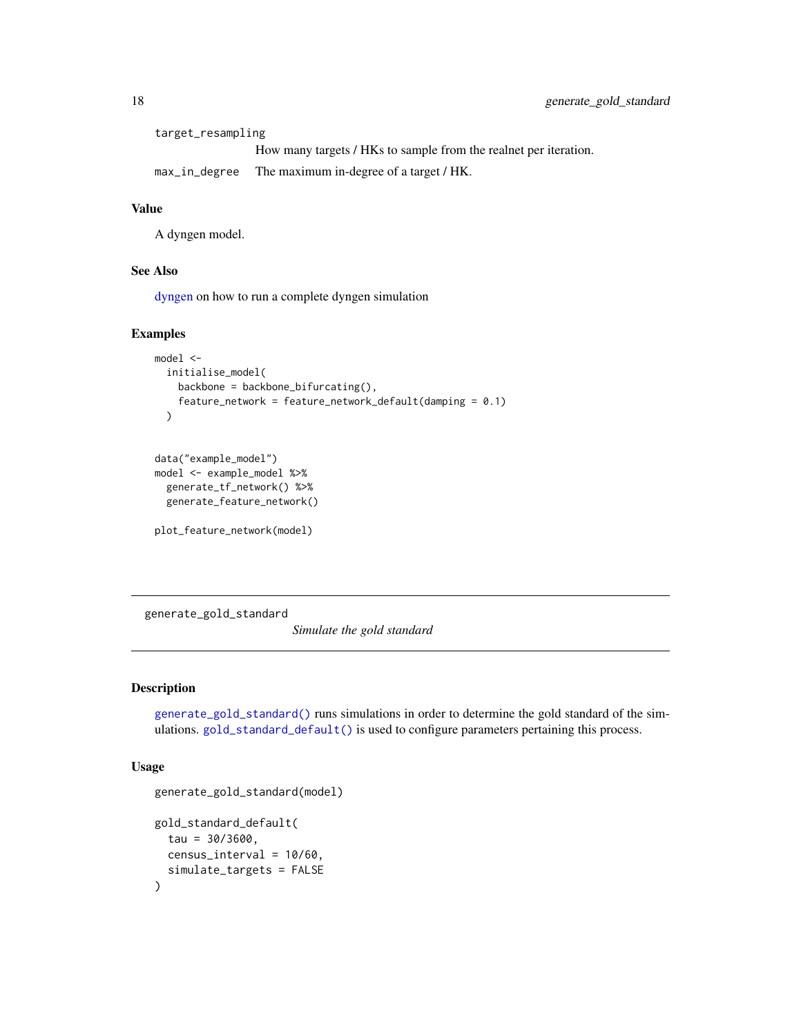target_resampling
: How many targets / HKs to sample from the realnet per iteration.

max_in_degree
: The maximum in-degree of a target / HK.

### Value

A dyngen model.

### See Also

dyngen on how to run a complete dyngen simulation

### Examples

```
model <-
  initialise_model(
    backbone = backbone_bifurcating(),
    feature_network = feature_network_default(damping = 0.1)
  )


data("example_model")
model <- example_model %>%
  generate_tf_network() %>%
  generate_feature_network()

plot_feature_network(model)
```

---

## generate_gold_standard    *Simulate the gold standard*

---

### Description

`generate_gold_standard()` runs simulations in order to determine the gold standard of the simulations. `gold_standard_default()` is used to configure parameters pertaining this process.

### Usage

```
generate_gold_standard(model)

gold_standard_default(
  tau = 30/3600,
  census_interval = 10/60,
  simulate_targets = FALSE
)
```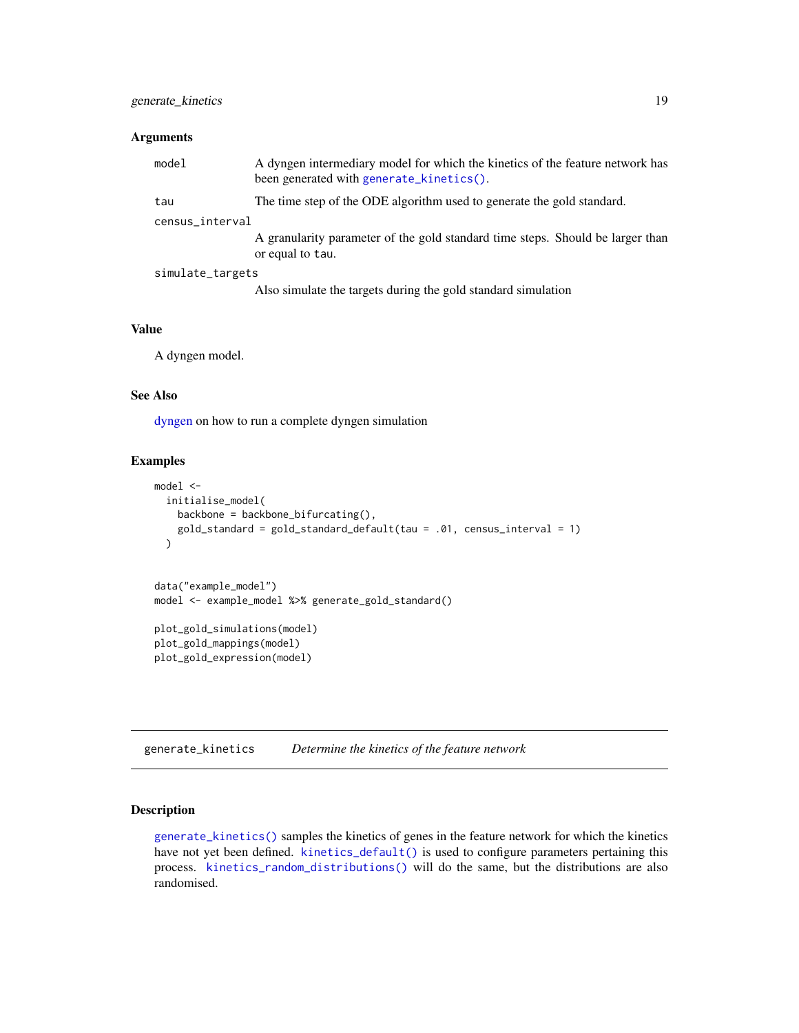### Arguments

| | |
|---|---|
| `model` | A dyngen intermediary model for which the kinetics of the feature network has been generated with `generate_kinetics()`. |
| `tau` | The time step of the ODE algorithm used to generate the gold standard. |
| `census_interval` | A granularity parameter of the gold standard time steps. Should be larger than or equal to `tau`. |
| `simulate_targets` | Also simulate the targets during the gold standard simulation |

### Value

A dyngen model.

### See Also

dyngen on how to run a complete dyngen simulation

### Examples

```
model <-
  initialise_model(
    backbone = backbone_bifurcating(),
    gold_standard = gold_standard_default(tau = .01, census_interval = 1)
  )


data("example_model")
model <- example_model %>% generate_gold_standard()

plot_gold_simulations(model)
plot_gold_mappings(model)
plot_gold_expression(model)
```

---

## generate_kinetics &nbsp;&nbsp;&nbsp; *Determine the kinetics of the feature network*

---

### Description

`generate_kinetics()` samples the kinetics of genes in the feature network for which the kinetics have not yet been defined. `kinetics_default()` is used to configure parameters pertaining this process. `kinetics_random_distributions()` will do the same, but the distributions are also randomised.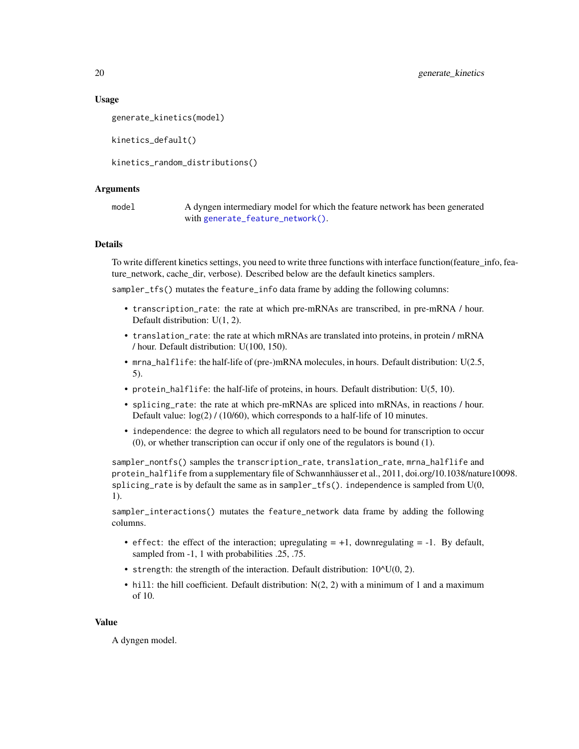### Usage

```
generate_kinetics(model)

kinetics_default()

kinetics_random_distributions()
```

### Arguments

`model` A dyngen intermediary model for which the feature network has been generated with `generate_feature_network()`.

### Details

To write different kinetics settings, you need to write three functions with interface function(feature_info, feature_network, cache_dir, verbose). Described below are the default kinetics samplers.

`sampler_tfs()` mutates the `feature_info` data frame by adding the following columns:

- `transcription_rate`: the rate at which pre-mRNAs are transcribed, in pre-mRNA / hour. Default distribution: U(1, 2).
- `translation_rate`: the rate at which mRNAs are translated into proteins, in protein / mRNA / hour. Default distribution: U(100, 150).
- `mrna_halflife`: the half-life of (pre-)mRNA molecules, in hours. Default distribution: U(2.5, 5).
- `protein_halflife`: the half-life of proteins, in hours. Default distribution: U(5, 10).
- `splicing_rate`: the rate at which pre-mRNAs are spliced into mRNAs, in reactions / hour. Default value: log(2) / (10/60), which corresponds to a half-life of 10 minutes.
- `independence`: the degree to which all regulators need to be bound for transcription to occur (0), or whether transcription can occur if only one of the regulators is bound (1).

`sampler_nontfs()` samples the `transcription_rate`, `translation_rate`, `mrna_halflife` and `protein_halflife` from a supplementary file of Schwannhäusser et al., 2011, doi.org/10.1038/nature10098. `splicing_rate` is by default the same as in `sampler_tfs()`. `independence` is sampled from U(0, 1).

`sampler_interactions()` mutates the `feature_network` data frame by adding the following columns.

- `effect`: the effect of the interaction; upregulating = +1, downregulating = -1. By default, sampled from -1, 1 with probabilities .25, .75.
- `strength`: the strength of the interaction. Default distribution: 10^U(0, 2).
- `hill`: the hill coefficient. Default distribution: N(2, 2) with a minimum of 1 and a maximum of 10.

### Value

A dyngen model.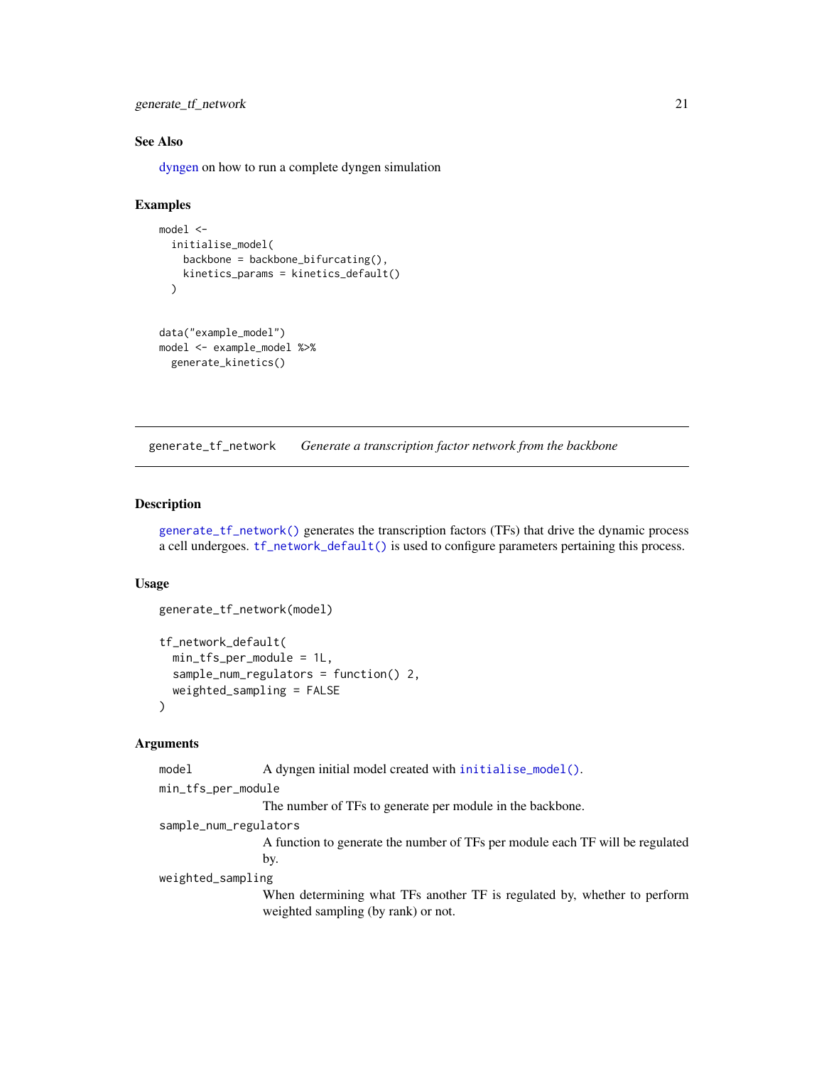## See Also

dyngen on how to run a complete dyngen simulation

## Examples

```
model <-
  initialise_model(
    backbone = backbone_bifurcating(),
    kinetics_params = kinetics_default()
  )


data("example_model")
model <- example_model %>%
  generate_kinetics()
```

---

# generate_tf_network — *Generate a transcription factor network from the backbone*

## Description

`generate_tf_network()` generates the transcription factors (TFs) that drive the dynamic process a cell undergoes. `tf_network_default()` is used to configure parameters pertaining this process.

## Usage

```
generate_tf_network(model)

tf_network_default(
  min_tfs_per_module = 1L,
  sample_num_regulators = function() 2,
  weighted_sampling = FALSE
)
```

## Arguments

`model` — A dyngen initial model created with `initialise_model()`.

`min_tfs_per_module` — The number of TFs to generate per module in the backbone.

`sample_num_regulators` — A function to generate the number of TFs per module each TF will be regulated by.

`weighted_sampling` — When determining what TFs another TF is regulated by, whether to perform weighted sampling (by rank) or not.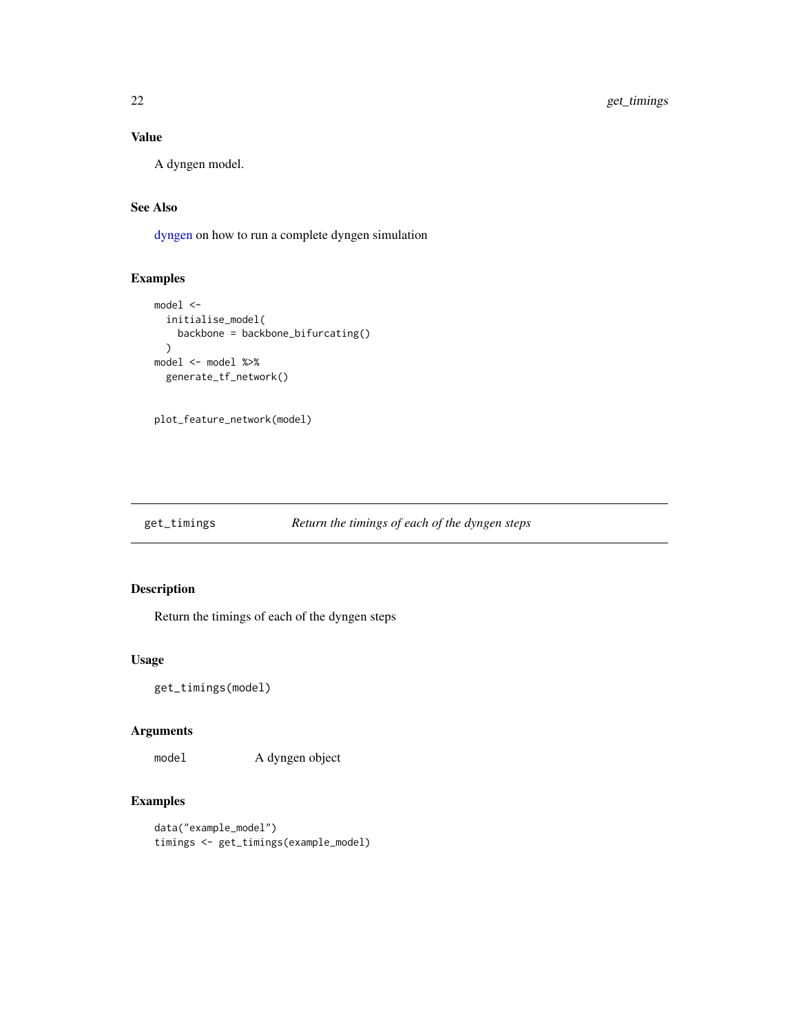### Value

A dyngen model.

### See Also

dyngen on how to run a complete dyngen simulation

### Examples

```
model <-
  initialise_model(
    backbone = backbone_bifurcating()
  )
model <- model %>%
  generate_tf_network()


plot_feature_network(model)
```

---

## get_timings — *Return the timings of each of the dyngen steps*

### Description

Return the timings of each of the dyngen steps

### Usage

```
get_timings(model)
```

### Arguments

| | |
|---|---|
| `model` | A dyngen object |

### Examples

```
data("example_model")
timings <- get_timings(example_model)
```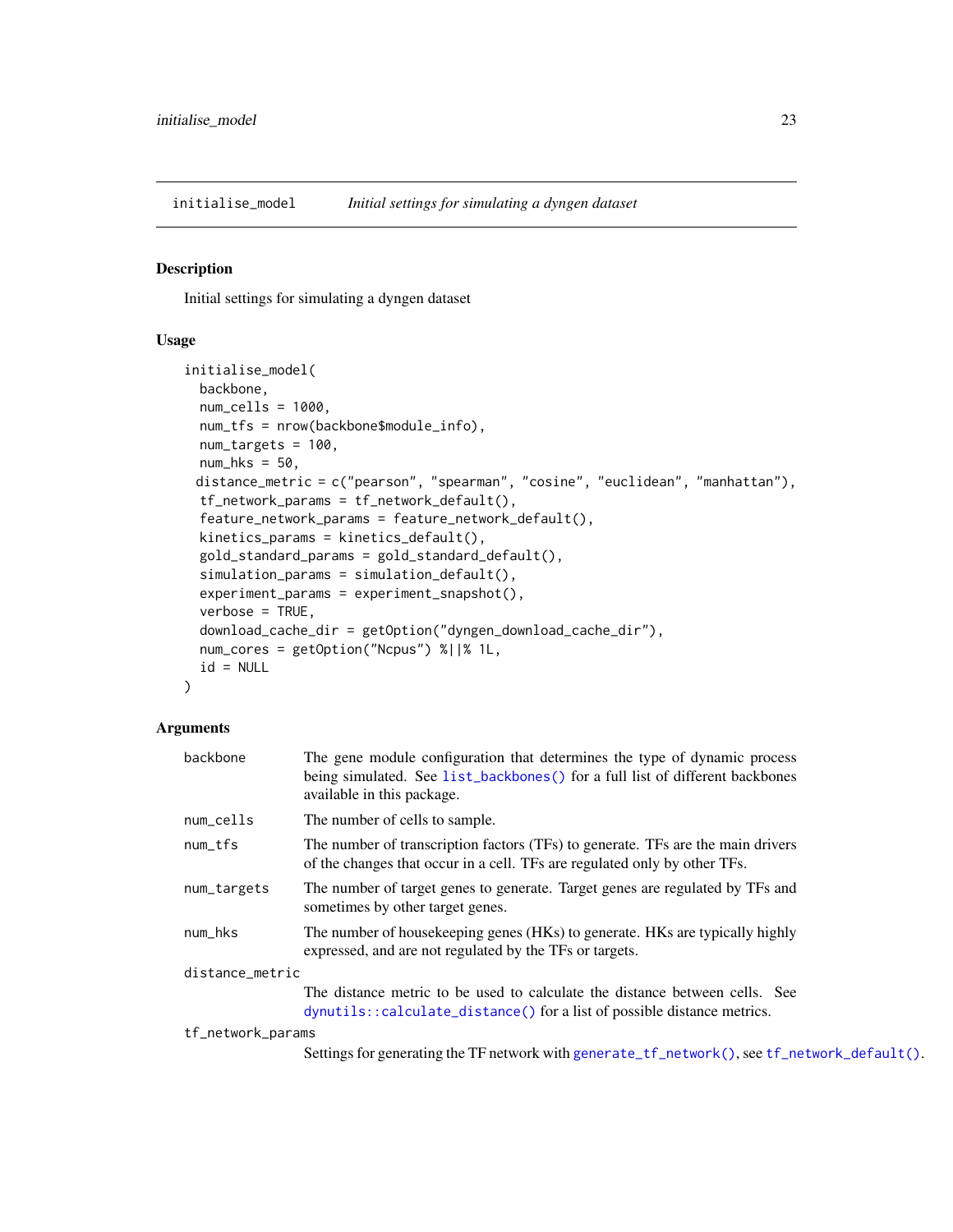## initialise_model *Initial settings for simulating a dyngen dataset*

### Description

Initial settings for simulating a dyngen dataset

### Usage

```
initialise_model(
  backbone,
  num_cells = 1000,
  num_tfs = nrow(backbone$module_info),
  num_targets = 100,
  num_hks = 50,
 distance_metric = c("pearson", "spearman", "cosine", "euclidean", "manhattan"),
  tf_network_params = tf_network_default(),
  feature_network_params = feature_network_default(),
  kinetics_params = kinetics_default(),
  gold_standard_params = gold_standard_default(),
  simulation_params = simulation_default(),
  experiment_params = experiment_snapshot(),
  verbose = TRUE,
  download_cache_dir = getOption("dyngen_download_cache_dir"),
  num_cores = getOption("Ncpus") %||% 1L,
  id = NULL
)
```

### Arguments

| | |
|---|---|
| `backbone` | The gene module configuration that determines the type of dynamic process being simulated. See `list_backbones()` for a full list of different backbones available in this package. |
| `num_cells` | The number of cells to sample. |
| `num_tfs` | The number of transcription factors (TFs) to generate. TFs are the main drivers of the changes that occur in a cell. TFs are regulated only by other TFs. |
| `num_targets` | The number of target genes to generate. Target genes are regulated by TFs and sometimes by other target genes. |
| `num_hks` | The number of housekeeping genes (HKs) to generate. HKs are typically highly expressed, and are not regulated by the TFs or targets. |
| `distance_metric` | The distance metric to be used to calculate the distance between cells. See `dynutils::calculate_distance()` for a list of possible distance metrics. |
| `tf_network_params` | Settings for generating the TF network with `generate_tf_network()`, see `tf_network_default()`. |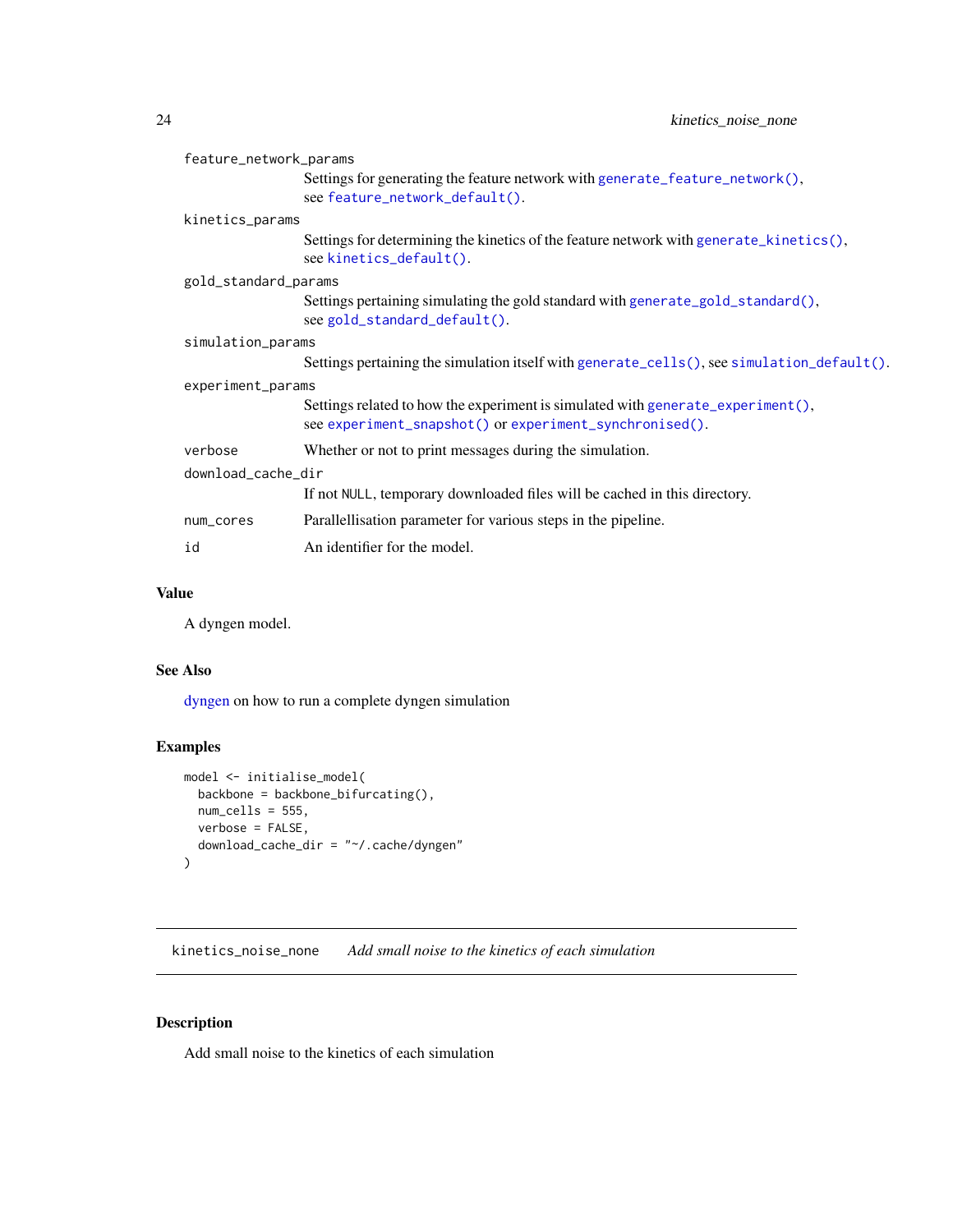`feature_network_params`
: Settings for generating the feature network with `generate_feature_network()`, see `feature_network_default()`.

`kinetics_params`
: Settings for determining the kinetics of the feature network with `generate_kinetics()`, see `kinetics_default()`.

`gold_standard_params`
: Settings pertaining simulating the gold standard with `generate_gold_standard()`, see `gold_standard_default()`.

`simulation_params`
: Settings pertaining the simulation itself with `generate_cells()`, see `simulation_default()`.

`experiment_params`
: Settings related to how the experiment is simulated with `generate_experiment()`, see `experiment_snapshot()` or `experiment_synchronised()`.

`verbose`
: Whether or not to print messages during the simulation.

`download_cache_dir`
: If not `NULL`, temporary downloaded files will be cached in this directory.

`num_cores`
: Parallellisation parameter for various steps in the pipeline.

`id`
: An identifier for the model.

### Value

A dyngen model.

### See Also

dyngen on how to run a complete dyngen simulation

### Examples

```
model <- initialise_model(
  backbone = backbone_bifurcating(),
  num_cells = 555,
  verbose = FALSE,
  download_cache_dir = "~/.cache/dyngen"
)
```

---

## kinetics_noise_none — *Add small noise to the kinetics of each simulation*

### Description

Add small noise to the kinetics of each simulation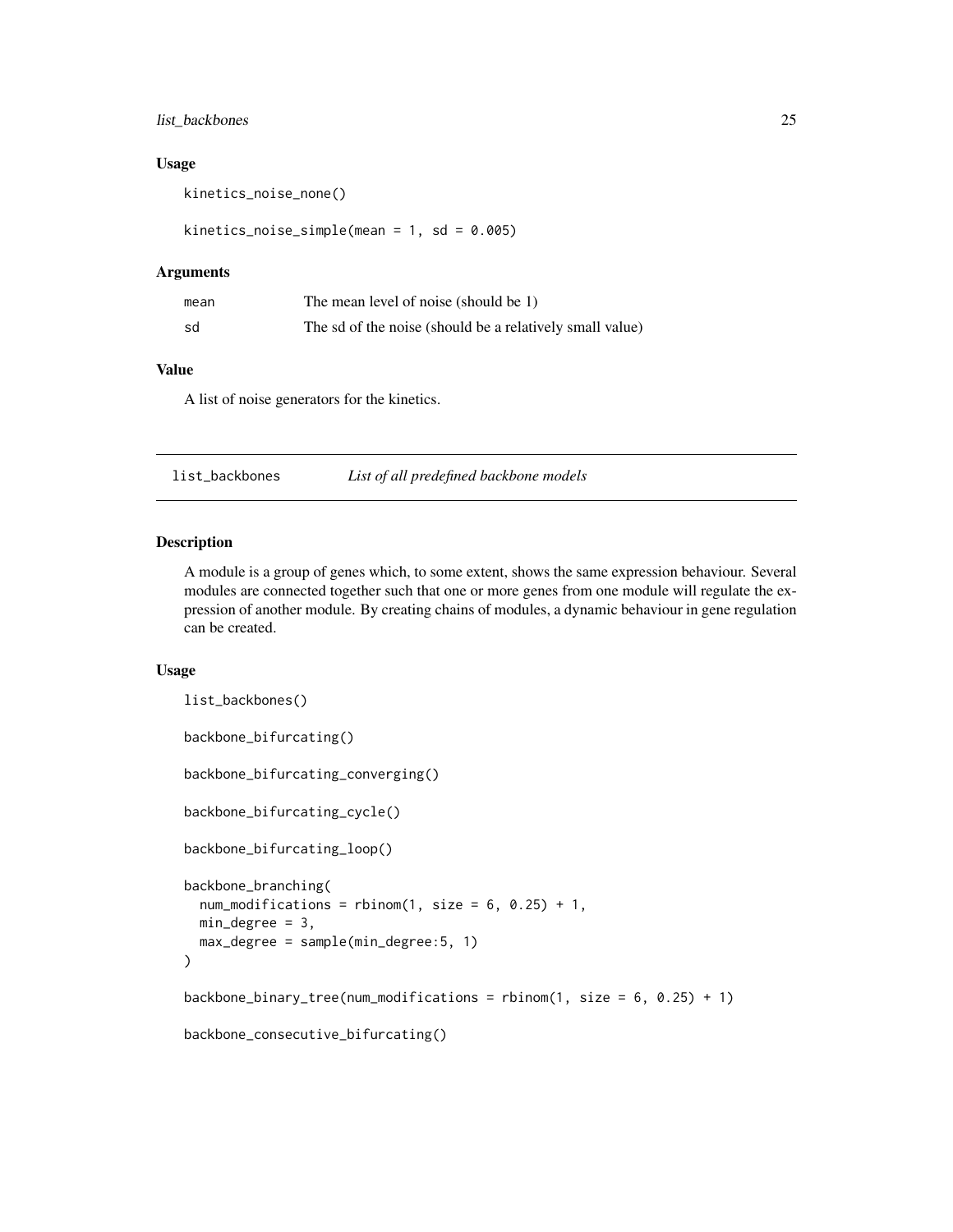### Usage

```
kinetics_noise_none()

kinetics_noise_simple(mean = 1, sd = 0.005)
```

### Arguments

| | |
|---|---|
| mean | The mean level of noise (should be 1) |
| sd | The sd of the noise (should be a relatively small value) |

### Value

A list of noise generators for the kinetics.

---

## list_backbones — *List of all predefined backbone models*

---

### Description

A module is a group of genes which, to some extent, shows the same expression behaviour. Several modules are connected together such that one or more genes from one module will regulate the expression of another module. By creating chains of modules, a dynamic behaviour in gene regulation can be created.

### Usage

```
list_backbones()

backbone_bifurcating()

backbone_bifurcating_converging()

backbone_bifurcating_cycle()

backbone_bifurcating_loop()

backbone_branching(
  num_modifications = rbinom(1, size = 6, 0.25) + 1,
  min_degree = 3,
  max_degree = sample(min_degree:5, 1)
)

backbone_binary_tree(num_modifications = rbinom(1, size = 6, 0.25) + 1)

backbone_consecutive_bifurcating()
```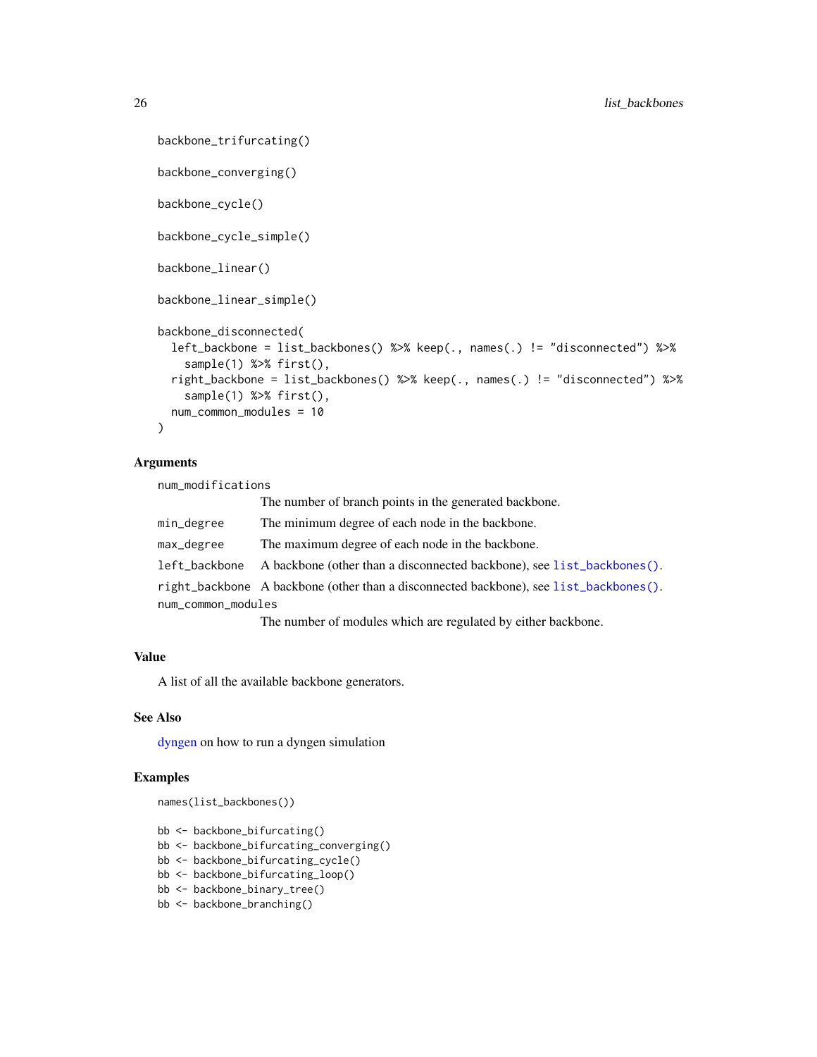```
backbone_trifurcating()

backbone_converging()

backbone_cycle()

backbone_cycle_simple()

backbone_linear()

backbone_linear_simple()

backbone_disconnected(
  left_backbone = list_backbones() %>% keep(., names(.) != "disconnected") %>%
    sample(1) %>% first(),
  right_backbone = list_backbones() %>% keep(., names(.) != "disconnected") %>%
    sample(1) %>% first(),
  num_common_modules = 10
)
```

## Arguments

| | |
|---|---|
| num_modifications | The number of branch points in the generated backbone. |
| min_degree | The minimum degree of each node in the backbone. |
| max_degree | The maximum degree of each node in the backbone. |
| left_backbone | A backbone (other than a disconnected backbone), see list_backbones(). |
| right_backbone | A backbone (other than a disconnected backbone), see list_backbones(). |
| num_common_modules | The number of modules which are regulated by either backbone. |

## Value

A list of all the available backbone generators.

## See Also

dyngen on how to run a dyngen simulation

## Examples

```
names(list_backbones())

bb <- backbone_bifurcating()
bb <- backbone_bifurcating_converging()
bb <- backbone_bifurcating_cycle()
bb <- backbone_bifurcating_loop()
bb <- backbone_binary_tree()
bb <- backbone_branching()
```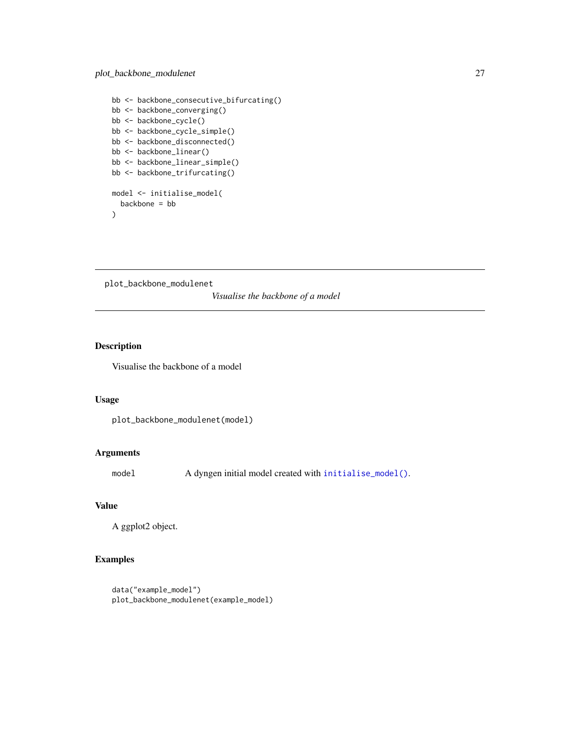```
bb <- backbone_consecutive_bifurcating()
bb <- backbone_converging()
bb <- backbone_cycle()
bb <- backbone_cycle_simple()
bb <- backbone_disconnected()
bb <- backbone_linear()
bb <- backbone_linear_simple()
bb <- backbone_trifurcating()

model <- initialise_model(
  backbone = bb
)
```

---

## plot_backbone_modulenet

*Visualise the backbone of a model*

---

### Description

Visualise the backbone of a model

### Usage

```
plot_backbone_modulenet(model)
```

### Arguments

| | |
|---|---|
| model | A dyngen initial model created with `initialise_model()`. |

### Value

A ggplot2 object.

### Examples

```
data("example_model")
plot_backbone_modulenet(example_model)
```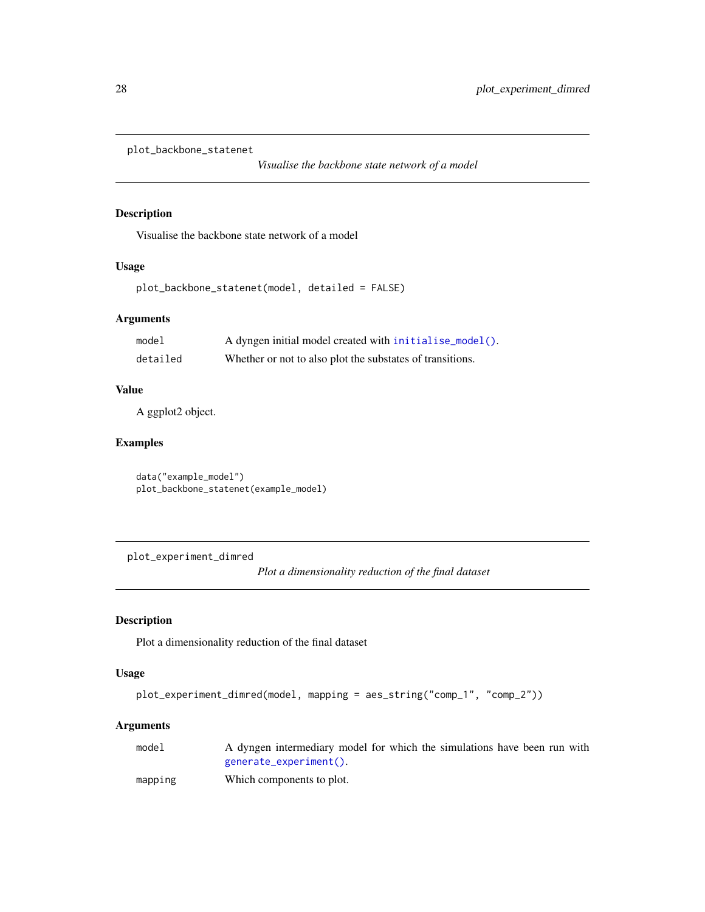## plot_backbone_statenet

*Visualise the backbone state network of a model*

### Description

Visualise the backbone state network of a model

### Usage

```
plot_backbone_statenet(model, detailed = FALSE)
```

### Arguments

| | |
|---|---|
| model | A dyngen initial model created with `initialise_model()`. |
| detailed | Whether or not to also plot the substates of transitions. |

### Value

A ggplot2 object.

### Examples

```
data("example_model")
plot_backbone_statenet(example_model)
```

## plot_experiment_dimred

*Plot a dimensionality reduction of the final dataset*

### Description

Plot a dimensionality reduction of the final dataset

### Usage

```
plot_experiment_dimred(model, mapping = aes_string("comp_1", "comp_2"))
```

### Arguments

| | |
|---|---|
| model | A dyngen intermediary model for which the simulations have been run with `generate_experiment()`. |
| mapping | Which components to plot. |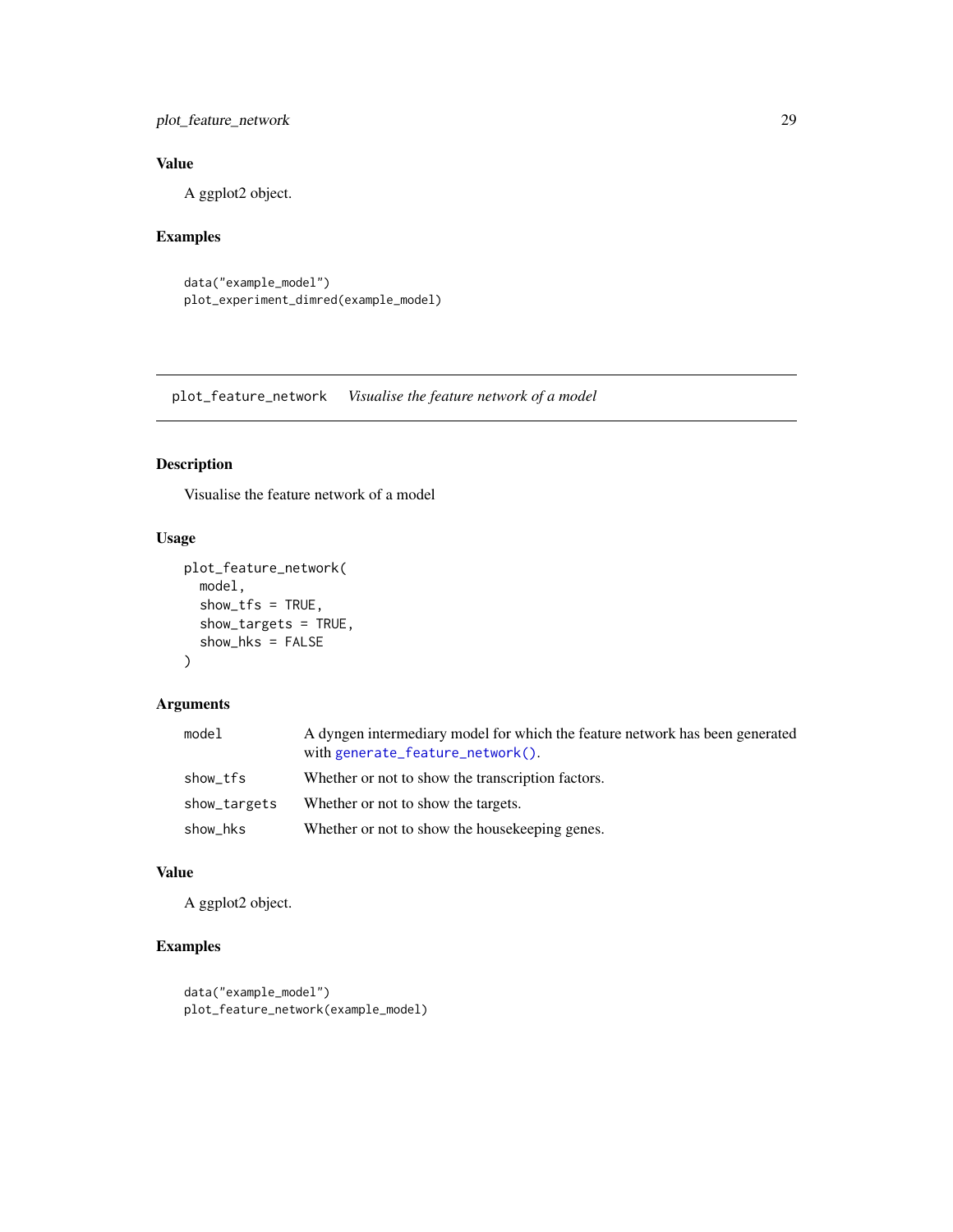### Value

A ggplot2 object.

### Examples

```
data("example_model")
plot_experiment_dimred(example_model)
```

---

## plot_feature_network    *Visualise the feature network of a model*

### Description

Visualise the feature network of a model

### Usage

```
plot_feature_network(
  model,
  show_tfs = TRUE,
  show_targets = TRUE,
  show_hks = FALSE
)
```

### Arguments

| | |
|---|---|
| `model` | A dyngen intermediary model for which the feature network has been generated with `generate_feature_network()`. |
| `show_tfs` | Whether or not to show the transcription factors. |
| `show_targets` | Whether or not to show the targets. |
| `show_hks` | Whether or not to show the housekeeping genes. |

### Value

A ggplot2 object.

### Examples

```
data("example_model")
plot_feature_network(example_model)
```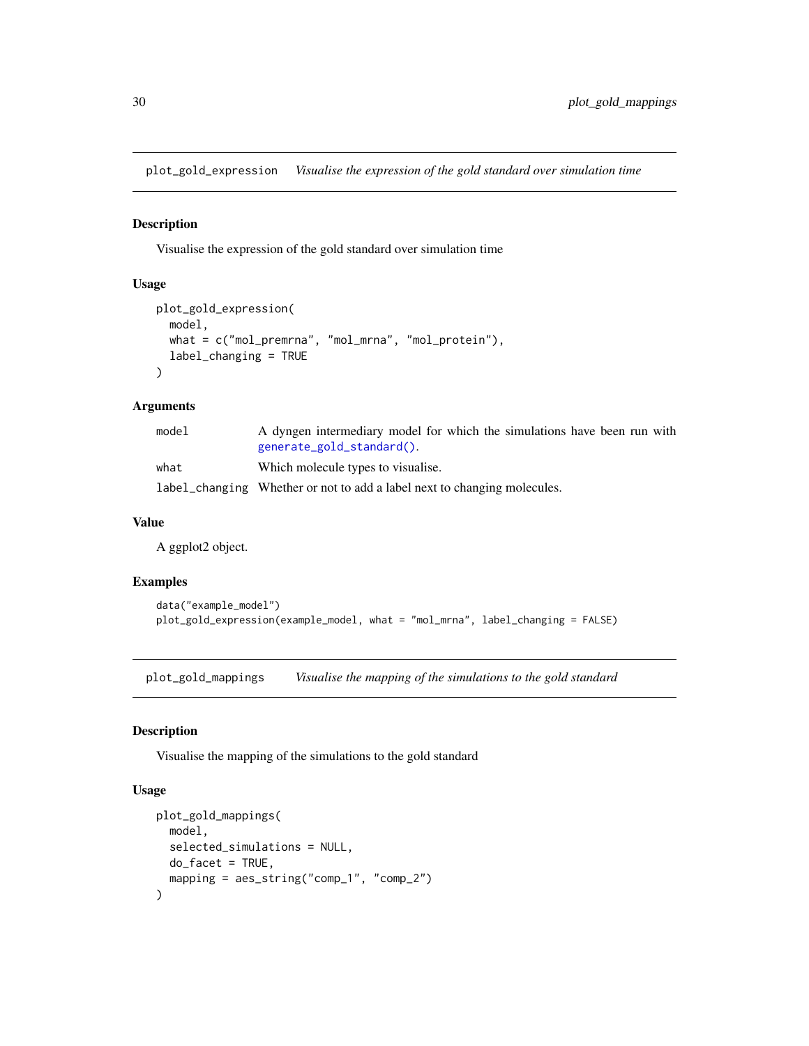## plot_gold_expression — *Visualise the expression of the gold standard over simulation time*

### Description

Visualise the expression of the gold standard over simulation time

### Usage

```
plot_gold_expression(
  model,
  what = c("mol_premrna", "mol_mrna", "mol_protein"),
  label_changing = TRUE
)
```

### Arguments

| | |
|---|---|
| model | A dyngen intermediary model for which the simulations have been run with generate_gold_standard(). |
| what | Which molecule types to visualise. |
| label_changing | Whether or not to add a label next to changing molecules. |

### Value

A ggplot2 object.

### Examples

```
data("example_model")
plot_gold_expression(example_model, what = "mol_mrna", label_changing = FALSE)
```

## plot_gold_mappings — *Visualise the mapping of the simulations to the gold standard*

### Description

Visualise the mapping of the simulations to the gold standard

### Usage

```
plot_gold_mappings(
  model,
  selected_simulations = NULL,
  do_facet = TRUE,
  mapping = aes_string("comp_1", "comp_2")
)
```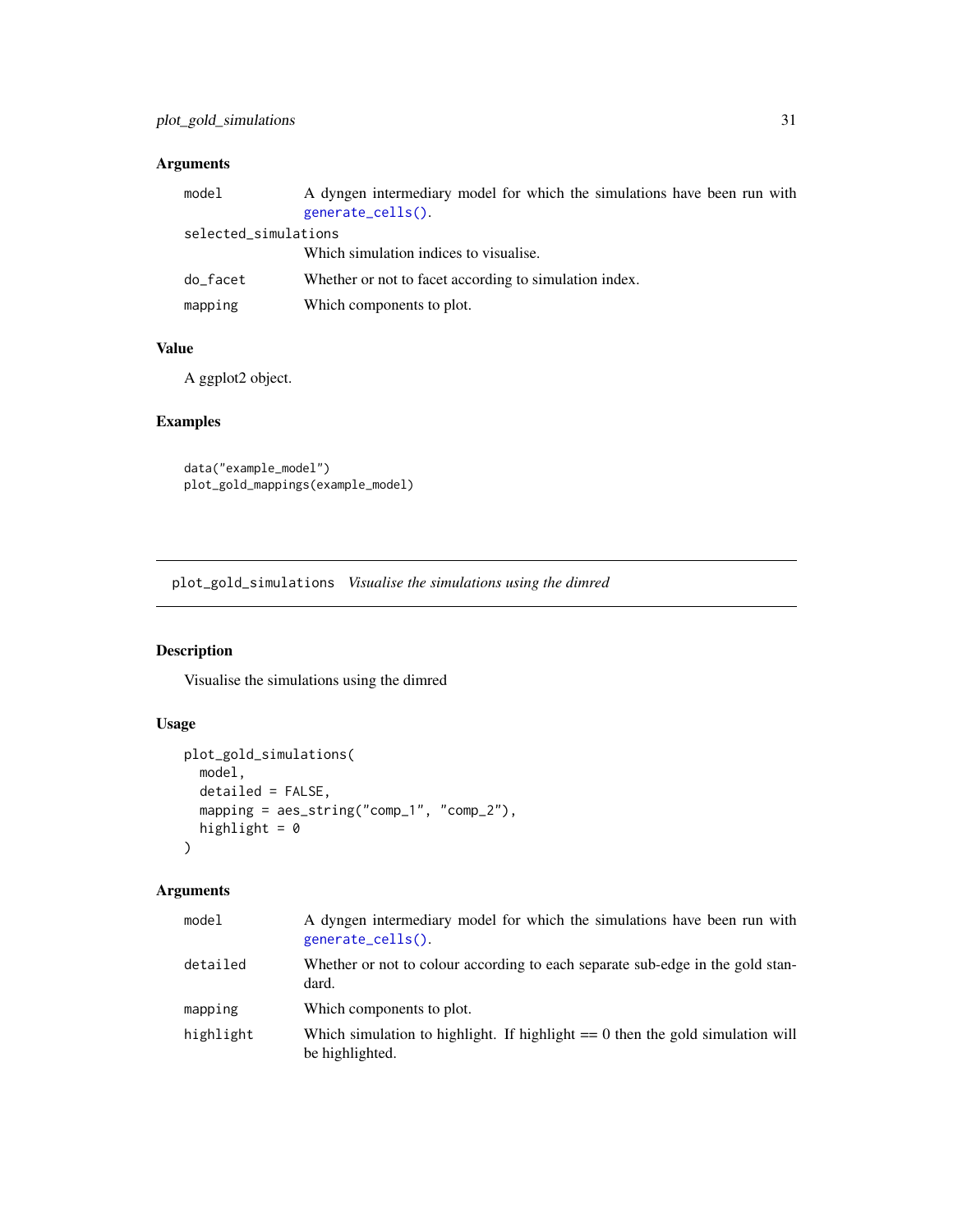### Arguments

| | |
|---|---|
| `model` | A dyngen intermediary model for which the simulations have been run with `generate_cells()`. |
| `selected_simulations` | Which simulation indices to visualise. |
| `do_facet` | Whether or not to facet according to simulation index. |
| `mapping` | Which components to plot. |

### Value

A ggplot2 object.

### Examples

```
data("example_model")
plot_gold_mappings(example_model)
```

---

## plot_gold_simulations *Visualise the simulations using the dimred*

---

### Description

Visualise the simulations using the dimred

### Usage

```
plot_gold_simulations(
  model,
  detailed = FALSE,
  mapping = aes_string("comp_1", "comp_2"),
  highlight = 0
)
```

### Arguments

| | |
|---|---|
| `model` | A dyngen intermediary model for which the simulations have been run with `generate_cells()`. |
| `detailed` | Whether or not to colour according to each separate sub-edge in the gold standard. |
| `mapping` | Which components to plot. |
| `highlight` | Which simulation to highlight. If highlight == 0 then the gold simulation will be highlighted. |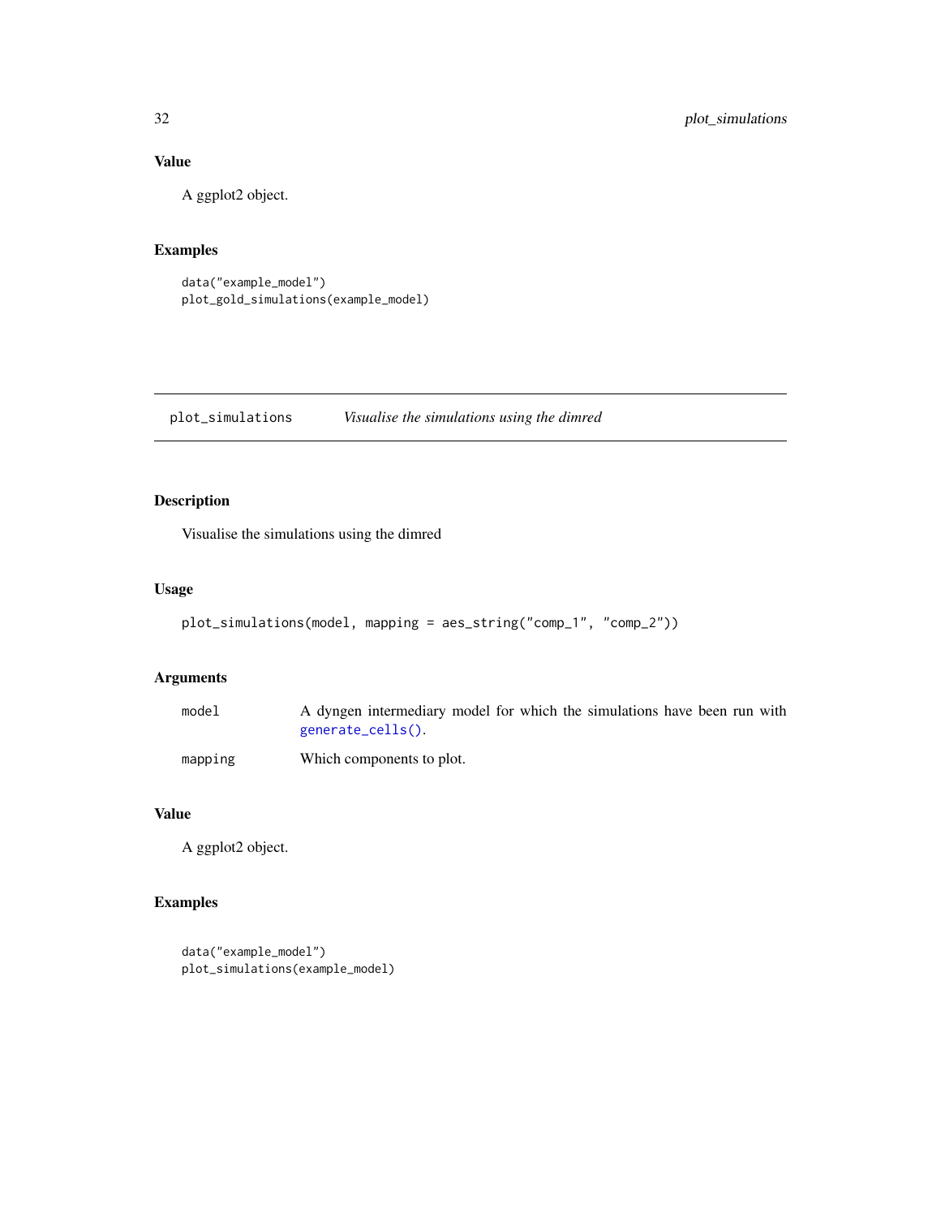## Value

A ggplot2 object.

## Examples

```
data("example_model")
plot_gold_simulations(example_model)
```

---

# plot_simulations *Visualise the simulations using the dimred*

## Description

Visualise the simulations using the dimred

## Usage

```
plot_simulations(model, mapping = aes_string("comp_1", "comp_2"))
```

## Arguments

| | |
|---|---|
| model | A dyngen intermediary model for which the simulations have been run with `generate_cells()`. |
| mapping | Which components to plot. |

## Value

A ggplot2 object.

## Examples

```
data("example_model")
plot_simulations(example_model)
```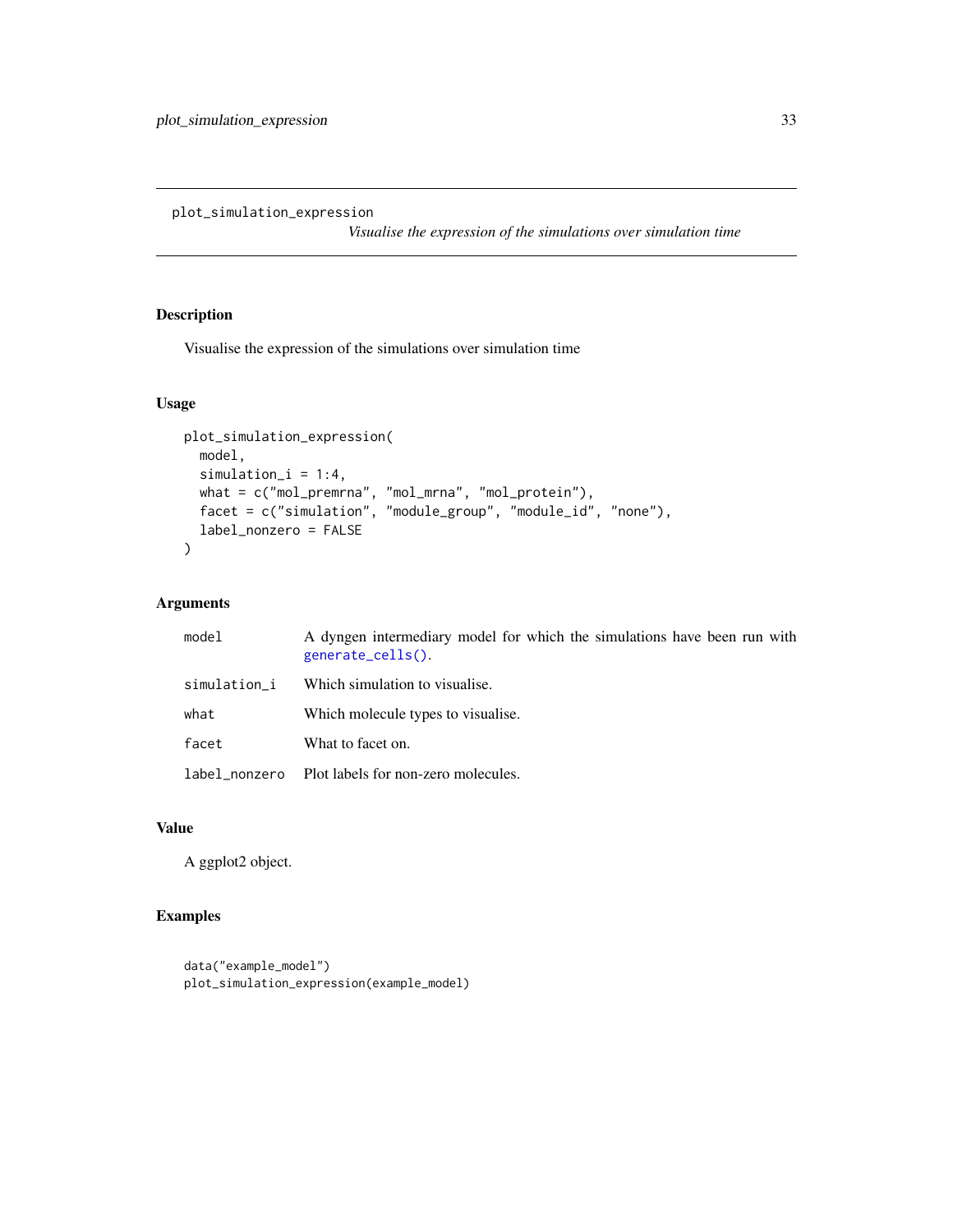## plot_simulation_expression

*Visualise the expression of the simulations over simulation time*

### Description

Visualise the expression of the simulations over simulation time

### Usage

```
plot_simulation_expression(
  model,
  simulation_i = 1:4,
  what = c("mol_premrna", "mol_mrna", "mol_protein"),
  facet = c("simulation", "module_group", "module_id", "none"),
  label_nonzero = FALSE
)
```

### Arguments

| | |
|---|---|
| `model` | A dyngen intermediary model for which the simulations have been run with `generate_cells()`. |
| `simulation_i` | Which simulation to visualise. |
| `what` | Which molecule types to visualise. |
| `facet` | What to facet on. |
| `label_nonzero` | Plot labels for non-zero molecules. |

### Value

A ggplot2 object.

### Examples

```
data("example_model")
plot_simulation_expression(example_model)
```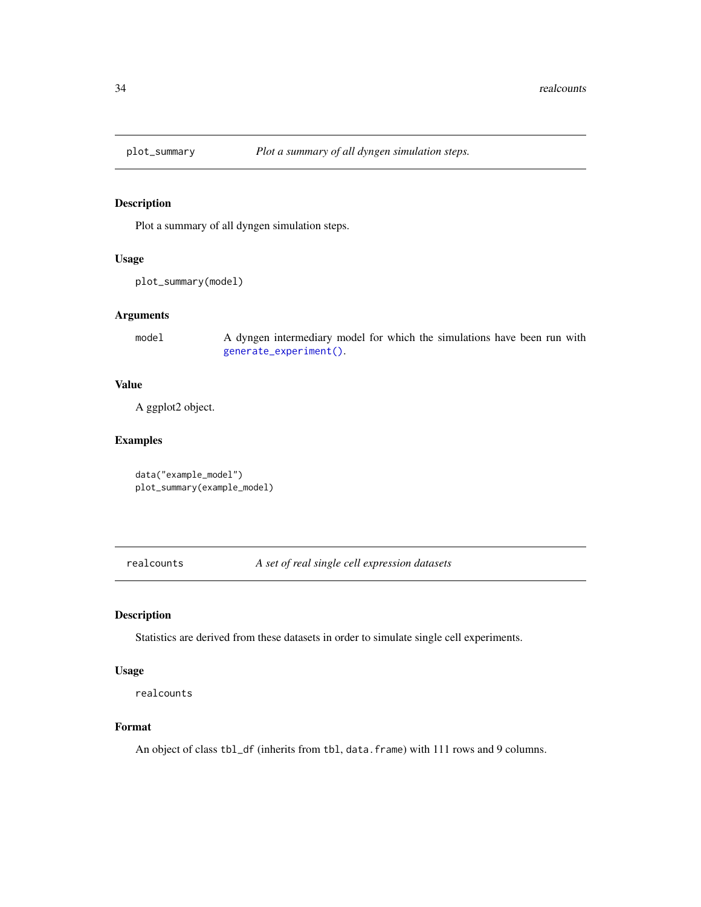## plot_summary — *Plot a summary of all dyngen simulation steps.*

### Description

Plot a summary of all dyngen simulation steps.

### Usage

```
plot_summary(model)
```

### Arguments

| | |
|---|---|
| model | A dyngen intermediary model for which the simulations have been run with `generate_experiment()`. |

### Value

A ggplot2 object.

### Examples

```
data("example_model")
plot_summary(example_model)
```

## realcounts — *A set of real single cell expression datasets*

### Description

Statistics are derived from these datasets in order to simulate single cell experiments.

### Usage

```
realcounts
```

### Format

An object of class `tbl_df` (inherits from `tbl`, `data.frame`) with 111 rows and 9 columns.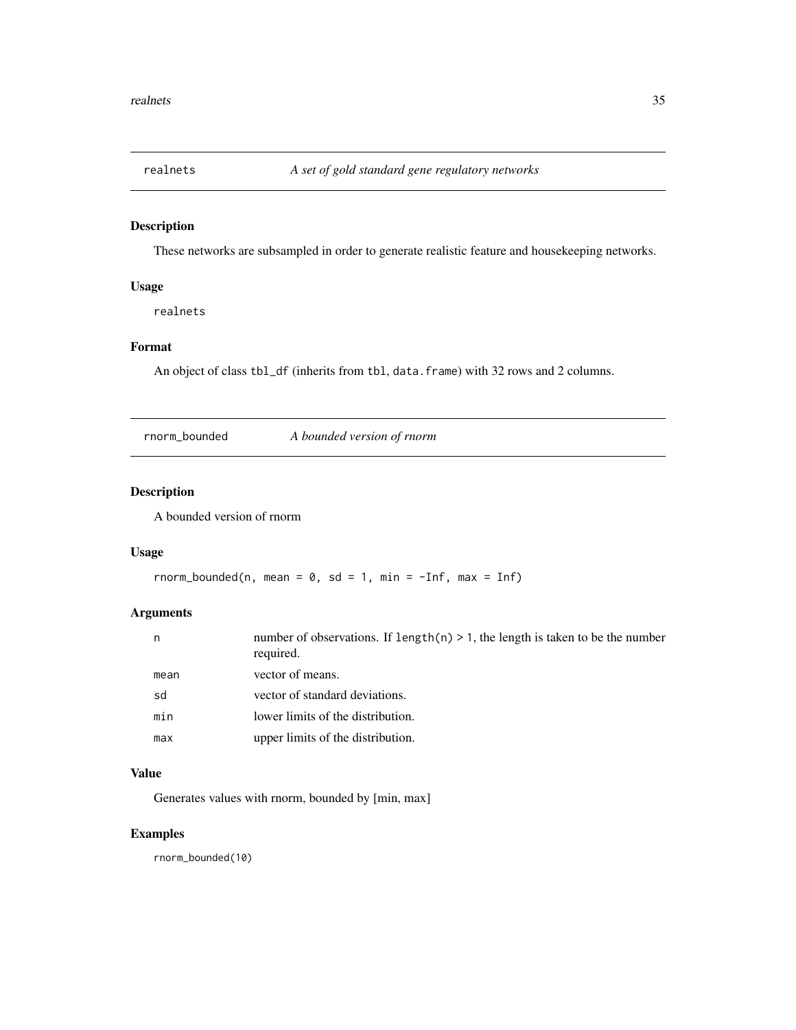## realnets — *A set of gold standard gene regulatory networks*

### Description

These networks are subsampled in order to generate realistic feature and housekeeping networks.

### Usage

```
realnets
```

### Format

An object of class tbl_df (inherits from tbl, data.frame) with 32 rows and 2 columns.

## rnorm_bounded — *A bounded version of rnorm*

### Description

A bounded version of rnorm

### Usage

```
rnorm_bounded(n, mean = 0, sd = 1, min = -Inf, max = Inf)
```

### Arguments

| | |
|---|---|
| n | number of observations. If length(n) > 1, the length is taken to be the number required. |
| mean | vector of means. |
| sd | vector of standard deviations. |
| min | lower limits of the distribution. |
| max | upper limits of the distribution. |

### Value

Generates values with rnorm, bounded by [min, max]

### Examples

```
rnorm_bounded(10)
```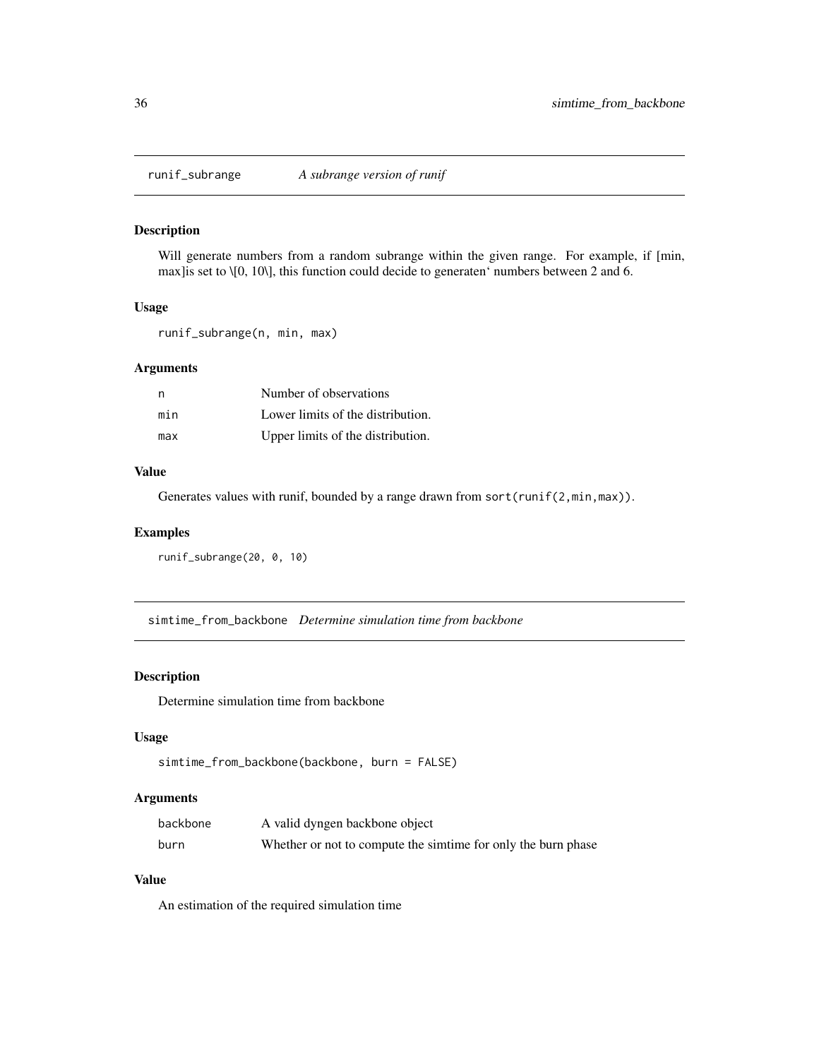## runif_subrange — *A subrange version of runif*

### Description

Will generate numbers from a random subrange within the given range. For example, if [min, max]is set to \[0, 10\], this function could decide to generaten‘ numbers between 2 and 6.

### Usage

```
runif_subrange(n, min, max)
```

### Arguments

| | |
|---|---|
| n | Number of observations |
| min | Lower limits of the distribution. |
| max | Upper limits of the distribution. |

### Value

Generates values with runif, bounded by a range drawn from `sort(runif(2,min,max))`.

### Examples

```
runif_subrange(20, 0, 10)
```

## simtime_from_backbone — *Determine simulation time from backbone*

### Description

Determine simulation time from backbone

### Usage

```
simtime_from_backbone(backbone, burn = FALSE)
```

### Arguments

| | |
|---|---|
| backbone | A valid dyngen backbone object |
| burn | Whether or not to compute the simtime for only the burn phase |

### Value

An estimation of the required simulation time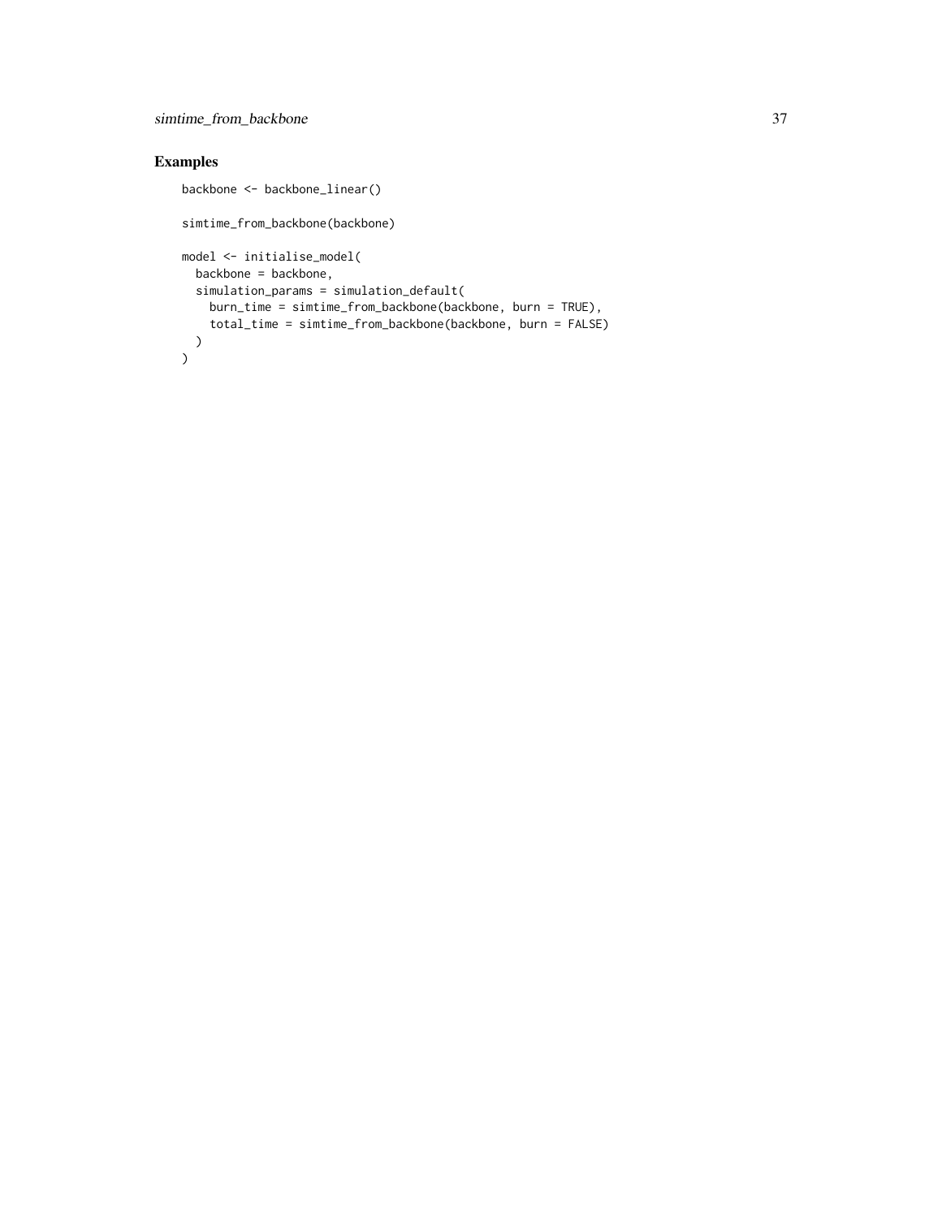## Examples

```
backbone <- backbone_linear()

simtime_from_backbone(backbone)

model <- initialise_model(
  backbone = backbone,
  simulation_params = simulation_default(
    burn_time = simtime_from_backbone(backbone, burn = TRUE),
    total_time = simtime_from_backbone(backbone, burn = FALSE)
  )
)
```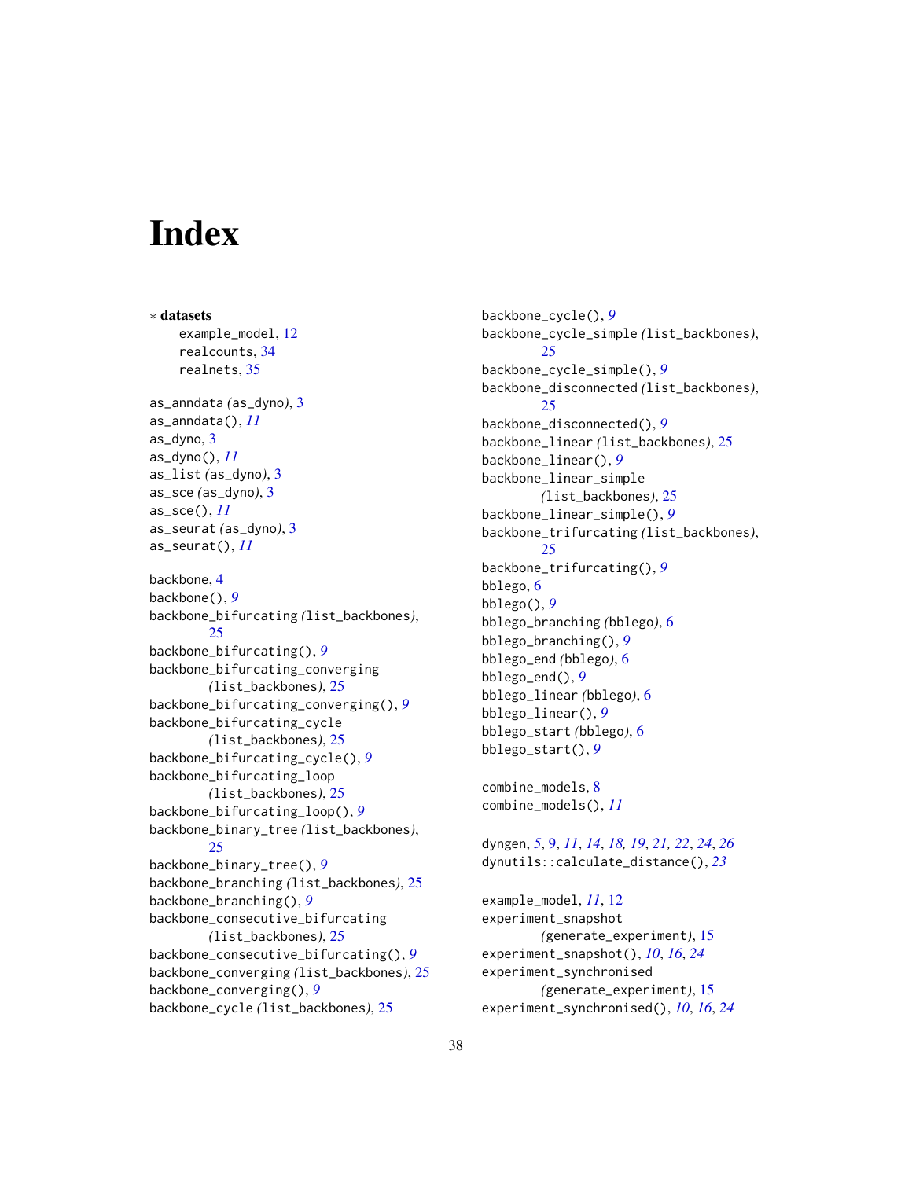# Index

∗ **datasets**

example_model, 12
realcounts, 34
realnets, 35

as_anndata *(as_dyno)*, 3
as_anndata(), *11*
as_dyno, 3
as_dyno(), *11*
as_list *(as_dyno)*, 3
as_sce *(as_dyno)*, 3
as_sce(), *11*
as_seurat *(as_dyno)*, 3
as_seurat(), *11*

backbone, 4
backbone(), *9*
backbone_bifurcating *(list_backbones)*, 25
backbone_bifurcating(), *9*
backbone_bifurcating_converging *(list_backbones)*, 25
backbone_bifurcating_converging(), *9*
backbone_bifurcating_cycle *(list_backbones)*, 25
backbone_bifurcating_cycle(), *9*
backbone_bifurcating_loop *(list_backbones)*, 25
backbone_bifurcating_loop(), *9*
backbone_binary_tree *(list_backbones)*, 25
backbone_binary_tree(), *9*
backbone_branching *(list_backbones)*, 25
backbone_branching(), *9*
backbone_consecutive_bifurcating *(list_backbones)*, 25
backbone_consecutive_bifurcating(), *9*
backbone_converging *(list_backbones)*, 25
backbone_converging(), *9*
backbone_cycle *(list_backbones)*, 25
backbone_cycle(), *9*
backbone_cycle_simple *(list_backbones)*, 25
backbone_cycle_simple(), *9*
backbone_disconnected *(list_backbones)*, 25
backbone_disconnected(), *9*
backbone_linear *(list_backbones)*, 25
backbone_linear(), *9*
backbone_linear_simple *(list_backbones)*, 25
backbone_linear_simple(), *9*
backbone_trifurcating *(list_backbones)*, 25
backbone_trifurcating(), *9*
bblego, 6
bblego(), *9*
bblego_branching *(bblego)*, 6
bblego_branching(), *9*
bblego_end *(bblego)*, 6
bblego_end(), *9*
bblego_linear *(bblego)*, 6
bblego_linear(), *9*
bblego_start *(bblego)*, 6
bblego_start(), *9*

combine_models, 8
combine_models(), *11*

dyngen, *5*, 9, *11*, *14*, *18, 19*, *21, 22*, *24*, *26*
dynutils::calculate_distance(), *23*

example_model, *11*, 12
experiment_snapshot *(generate_experiment)*, 15
experiment_snapshot(), *10*, *16*, *24*
experiment_synchronised *(generate_experiment)*, 15
experiment_synchronised(), *10*, *16*, *24*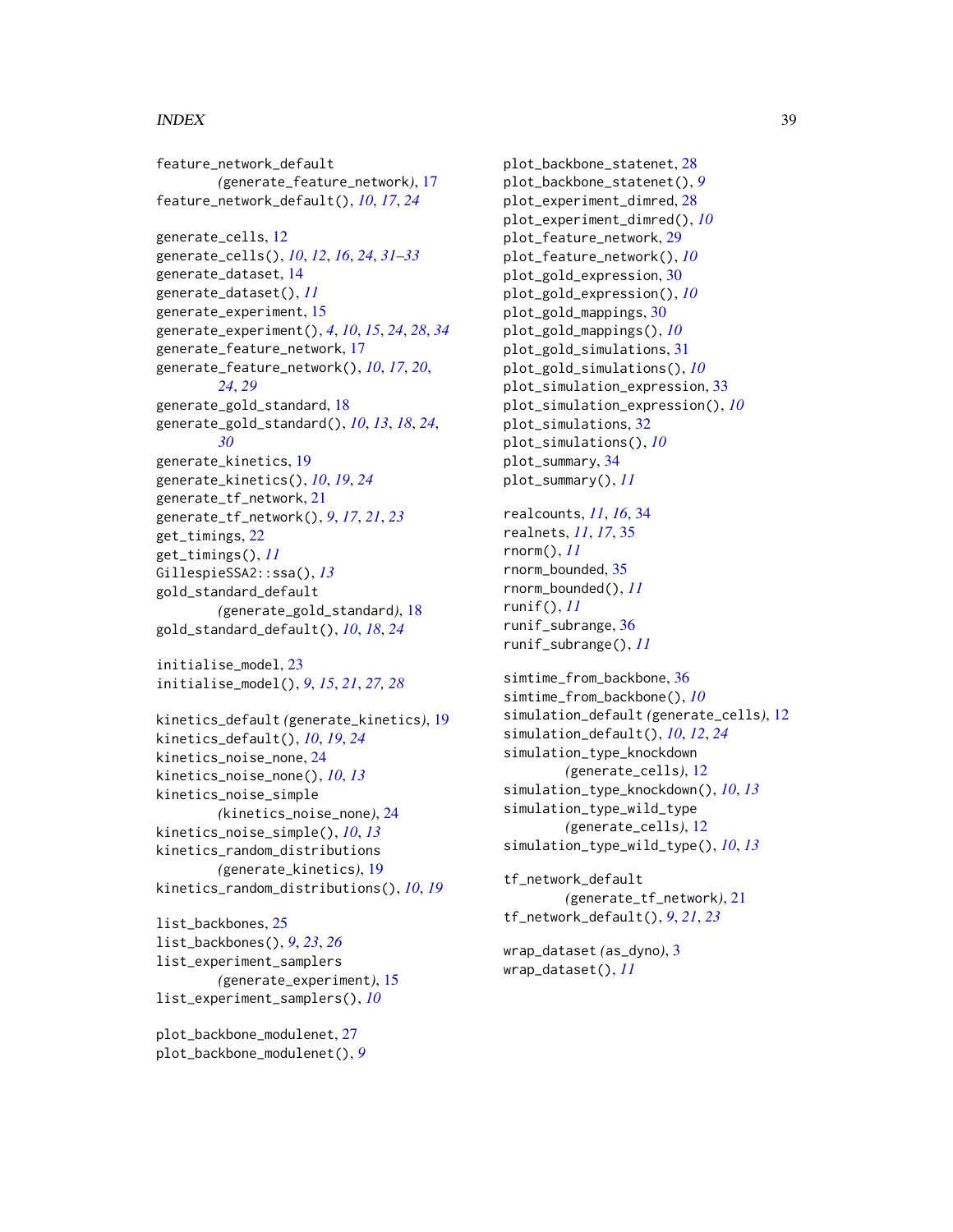feature_network_default (generate_feature_network), 17
feature_network_default(), *10*, *17*, *24*

generate_cells, 12
generate_cells(), *10*, *12*, *16*, *24*, *31–33*
generate_dataset, 14
generate_dataset(), *11*
generate_experiment, 15
generate_experiment(), *4*, *10*, *15*, *24*, *28*, *34*
generate_feature_network, 17
generate_feature_network(), *10*, *17*, *20*, *24*, *29*
generate_gold_standard, 18
generate_gold_standard(), *10*, *13*, *18*, *24*, *30*
generate_kinetics, 19
generate_kinetics(), *10*, *19*, *24*
generate_tf_network, 21
generate_tf_network(), *9*, *17*, *21*, *23*
get_timings, 22
get_timings(), *11*
GillespieSSA2::ssa(), *13*
gold_standard_default (generate_gold_standard), 18
gold_standard_default(), *10*, *18*, *24*

initialise_model, 23
initialise_model(), *9*, *15*, *21*, *27, 28*

kinetics_default (generate_kinetics), 19
kinetics_default(), *10*, *19*, *24*
kinetics_noise_none, 24
kinetics_noise_none(), *10*, *13*
kinetics_noise_simple (kinetics_noise_none), 24
kinetics_noise_simple(), *10*, *13*
kinetics_random_distributions (generate_kinetics), 19
kinetics_random_distributions(), *10*, *19*

list_backbones, 25
list_backbones(), *9*, *23*, *26*
list_experiment_samplers (generate_experiment), 15
list_experiment_samplers(), *10*

plot_backbone_modulenet, 27
plot_backbone_modulenet(), *9*
plot_backbone_statenet, 28
plot_backbone_statenet(), *9*
plot_experiment_dimred, 28
plot_experiment_dimred(), *10*
plot_feature_network, 29
plot_feature_network(), *10*
plot_gold_expression, 30
plot_gold_expression(), *10*
plot_gold_mappings, 30
plot_gold_mappings(), *10*
plot_gold_simulations, 31
plot_gold_simulations(), *10*
plot_simulation_expression, 33
plot_simulation_expression(), *10*
plot_simulations, 32
plot_simulations(), *10*
plot_summary, 34
plot_summary(), *11*

realcounts, *11*, *16*, 34
realnets, *11*, *17*, 35
rnorm(), *11*
rnorm_bounded, 35
rnorm_bounded(), *11*
runif(), *11*
runif_subrange, 36
runif_subrange(), *11*

simtime_from_backbone, 36
simtime_from_backbone(), *10*
simulation_default (generate_cells), 12
simulation_default(), *10*, *12*, *24*
simulation_type_knockdown (generate_cells), 12
simulation_type_knockdown(), *10*, *13*
simulation_type_wild_type (generate_cells), 12
simulation_type_wild_type(), *10*, *13*

tf_network_default (generate_tf_network), 21
tf_network_default(), *9*, *21*, *23*

wrap_dataset (as_dyno), 3
wrap_dataset(), *11*